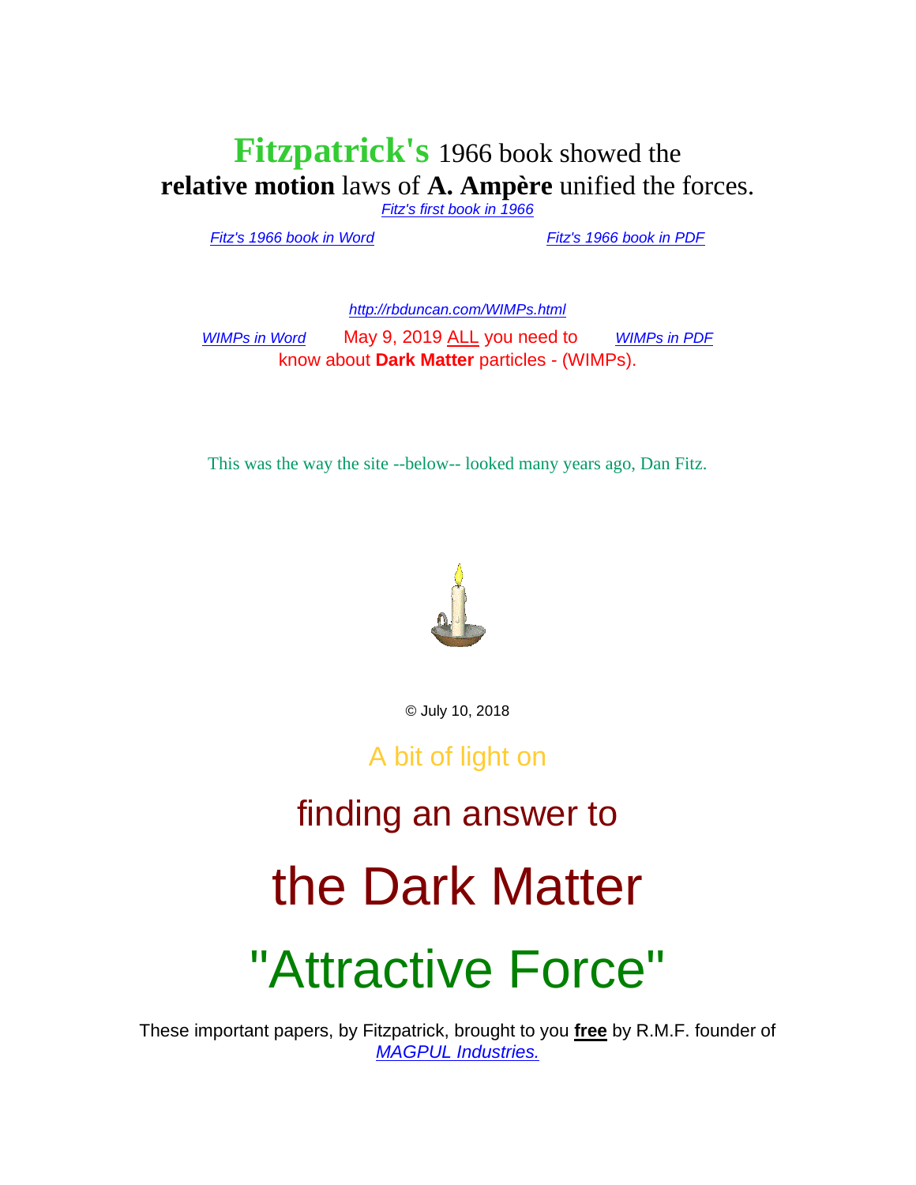# **Fitzpatrick's** 1966 book showed the **relative motion** laws of **A. Ampère** unified the forces.

*Fitz's first book in 1966*

*Fitz's 1966 book in Word* *Fitz's 1966 book in PDF*

*http://rbduncan.com/WIMPs.html*

*WIMPs in Word* May 9, 2019 ALL you need to know about **Dark Matter** particles - (WIMPs). *WIMPs in PDF*

This was the way the site --below-- looked many years ago, Dan Fitz.

© July 10, 2018

A bit of light on

## finding an answer to

# the Dark Matter

# "Attractive Force"

These important papers, by Fitzpatrick, brought to you **free** by R.M.F. founder of *MAGPUL Industries.*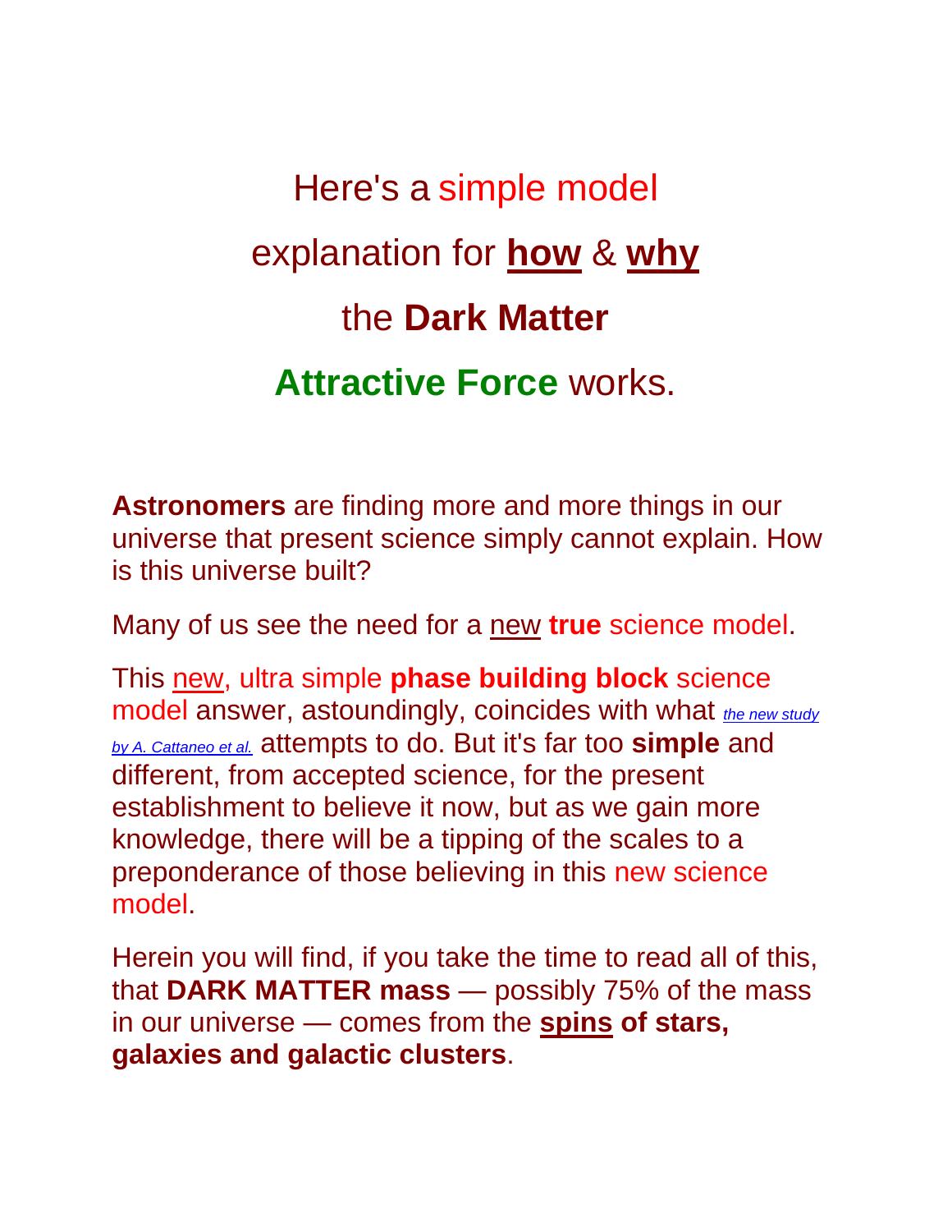# Here's a simple model explanation for **<u>how</u>** & **<u>why</u>** the **Dark Matter** **Attractive Force** works.

**Astronomers** are finding more and more things in our universe that present science simply cannot explain. How is this universe built?

Many of us see the need for a <u>new</u> **true** science model.

This <u>new</u>, ultra simple **phase building block** science model answer, astoundingly, coincides with what *the new study by A. Cattaneo et al.* attempts to do. But it's far too **simple** and different, from accepted science, for the present establishment to believe it now, but as we gain more knowledge, there will be a tipping of the scales to a preponderance of those believing in this new science model.

Herein you will find, if you take the time to read all of this, that **DARK MATTER mass** — possibly 75% of the mass in our universe — comes from the **<u>spins</u> of stars, galaxies and galactic clusters**.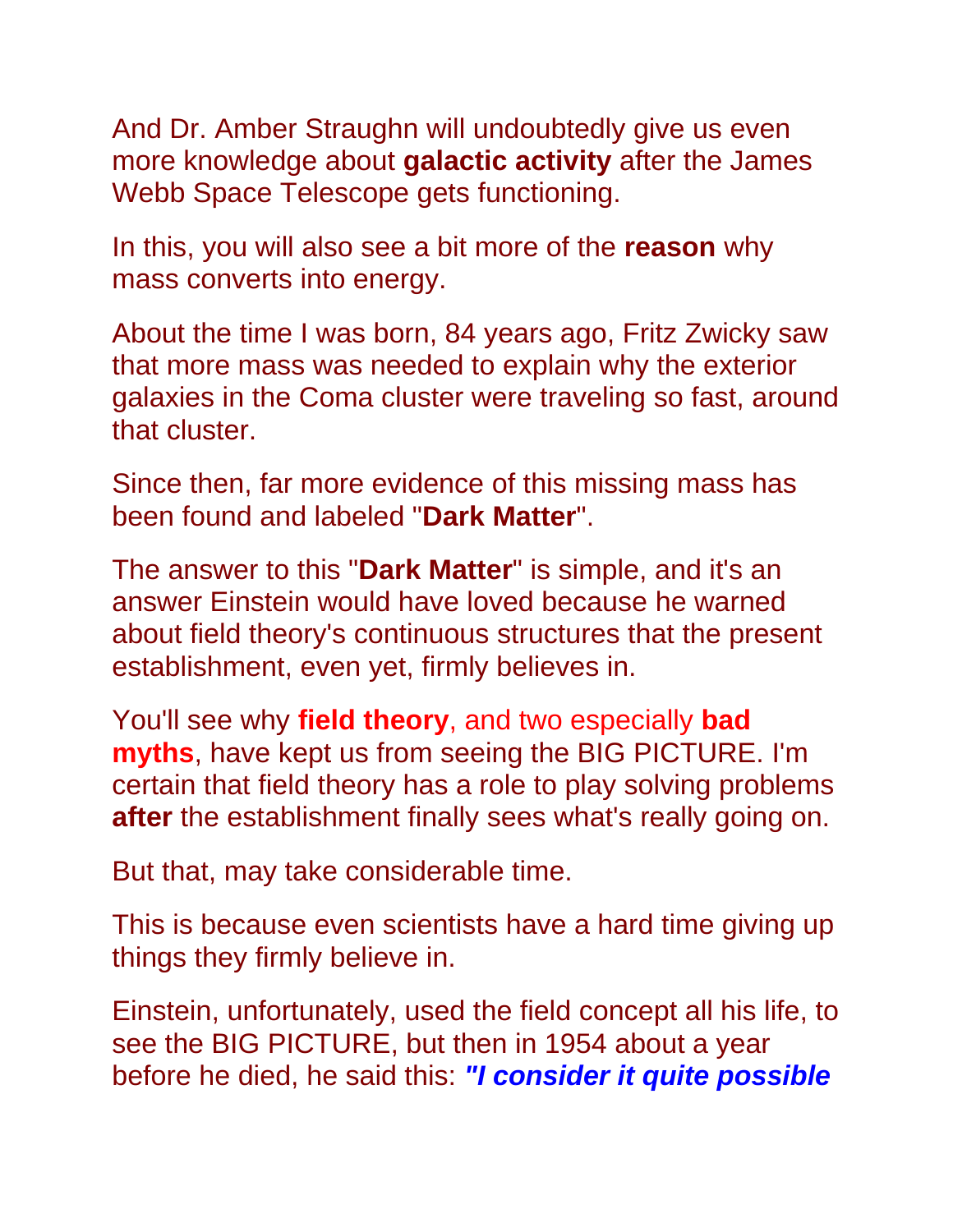And Dr. Amber Straughn will undoubtedly give us even more knowledge about **galactic activity** after the James Webb Space Telescope gets functioning.

In this, you will also see a bit more of the **reason** why mass converts into energy.

About the time I was born, 84 years ago, Fritz Zwicky saw that more mass was needed to explain why the exterior galaxies in the Coma cluster were traveling so fast, around that cluster.

Since then, far more evidence of this missing mass has been found and labeled "**Dark Matter**".

The answer to this "**Dark Matter**" is simple, and it's an answer Einstein would have loved because he warned about field theory's continuous structures that the present establishment, even yet, firmly believes in.

You'll see why **field theory**, and two especially **bad myths**, have kept us from seeing the BIG PICTURE. I'm certain that field theory has a role to play solving problems **after** the establishment finally sees what's really going on.

But that, may take considerable time.

This is because even scientists have a hard time giving up things they firmly believe in.

Einstein, unfortunately, used the field concept all his life, to see the BIG PICTURE, but then in 1954 about a year before he died, he said this: ***"I consider it quite possible***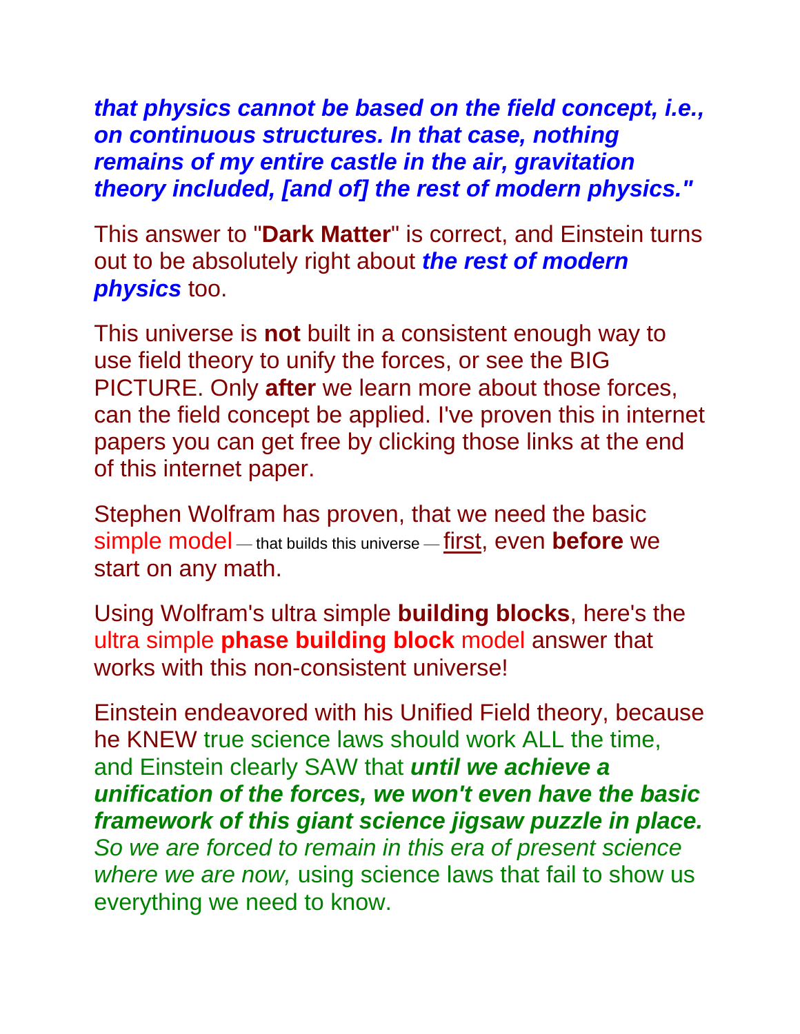***that physics cannot be based on the field concept, i.e., on continuous structures. In that case, nothing remains of my entire castle in the air, gravitation theory included, [and of] the rest of modern physics."***

This answer to "**Dark Matter**" is correct, and Einstein turns out to be absolutely right about ***the rest of modern physics*** too.

This universe is **not** built in a consistent enough way to use field theory to unify the forces, or see the BIG PICTURE. Only **after** we learn more about those forces, can the field concept be applied. I've proven this in internet papers you can get free by clicking those links at the end of this internet paper.

Stephen Wolfram has proven, that we need the basic simple model — that builds this universe — first, even **before** we start on any math.

Using Wolfram's ultra simple **building blocks**, here's the ultra simple **phase building block** model answer that works with this non-consistent universe!

Einstein endeavored with his Unified Field theory, because he KNEW true science laws should work ALL the time, and Einstein clearly SAW that ***until we achieve a unification of the forces, we won't even have the basic framework of this giant science jigsaw puzzle in place.*** *So we are forced to remain in this era of present science where we are now,* using science laws that fail to show us everything we need to know.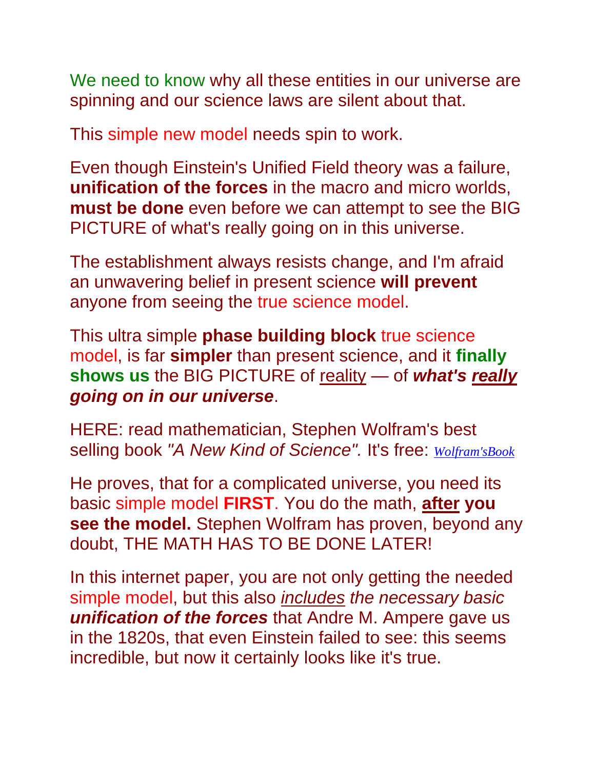We need to know why all these entities in our universe are spinning and our science laws are silent about that.

This simple new model needs spin to work.

Even though Einstein's Unified Field theory was a failure, **unification of the forces** in the macro and micro worlds, **must be done** even before we can attempt to see the BIG PICTURE of what's really going on in this universe.

The establishment always resists change, and I'm afraid an unwavering belief in present science **will prevent** anyone from seeing the true science model.

This ultra simple **phase building block** true science model, is far **simpler** than present science, and it **finally shows us** the BIG PICTURE of reality — of ***what's really going on in our universe***.

HERE: read mathematician, Stephen Wolfram's best selling book *"A New Kind of Science".* It's free: *Wolfram'sBook*

He proves, that for a complicated universe, you need its basic simple model **FIRST**. You do the math, **after you see the model.** Stephen Wolfram has proven, beyond any doubt, THE MATH HAS TO BE DONE LATER!

In this internet paper, you are not only getting the needed simple model, but this also *includes the necessary basic **unification of the forces*** that Andre M. Ampere gave us in the 1820s, that even Einstein failed to see: this seems incredible, but now it certainly looks like it's true.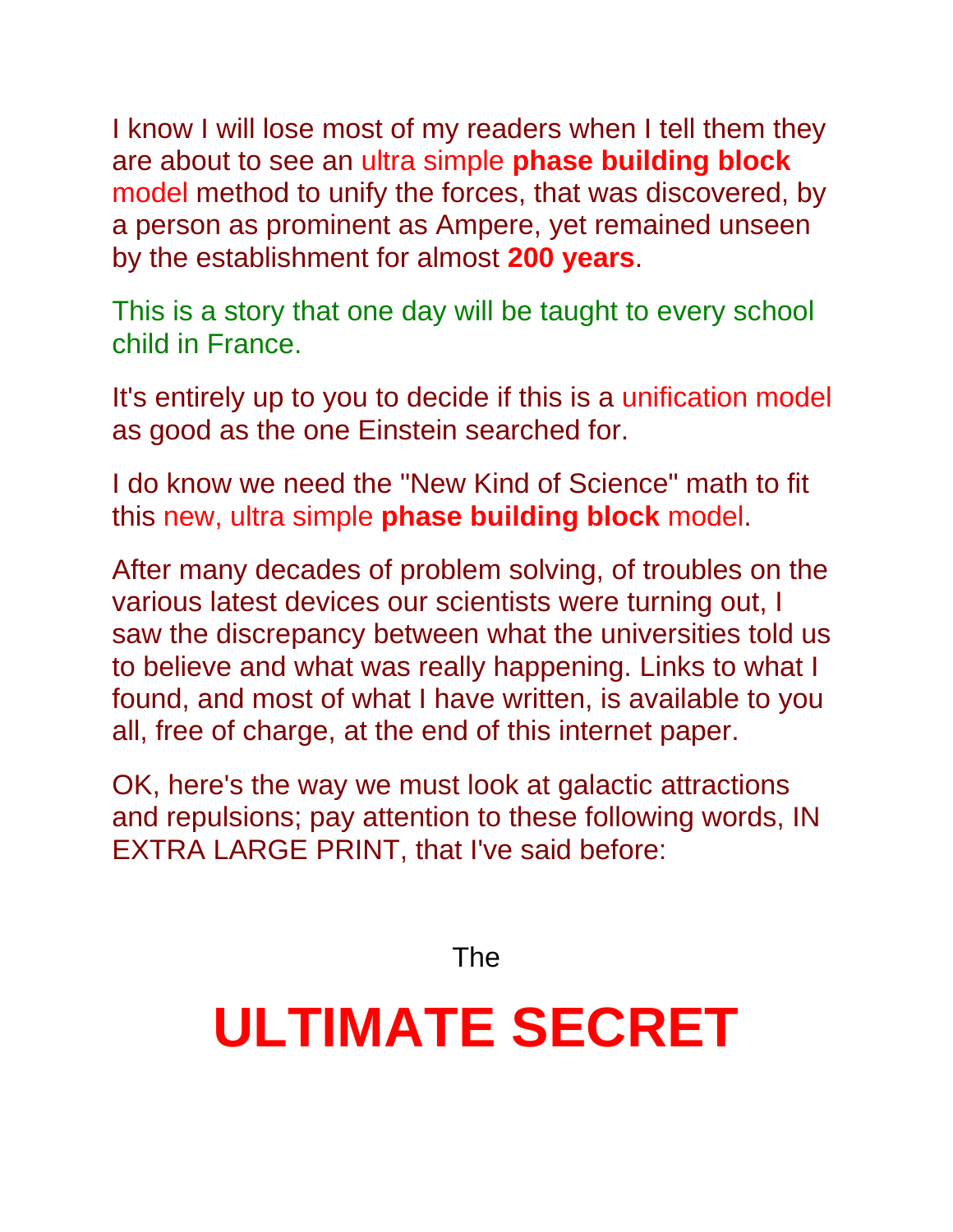I know I will lose most of my readers when I tell them they are about to see an ultra simple **phase building block** model method to unify the forces, that was discovered, by a person as prominent as Ampere, yet remained unseen by the establishment for almost **200 years**.

This is a story that one day will be taught to every school child in France.

It's entirely up to you to decide if this is a unification model as good as the one Einstein searched for.

I do know we need the "New Kind of Science" math to fit this new, ultra simple **phase building block** model.

After many decades of problem solving, of troubles on the various latest devices our scientists were turning out, I saw the discrepancy between what the universities told us to believe and what was really happening. Links to what I found, and most of what I have written, is available to you all, free of charge, at the end of this internet paper.

OK, here's the way we must look at galactic attractions and repulsions; pay attention to these following words, IN EXTRA LARGE PRINT, that I've said before:

The

# ULTIMATE SECRET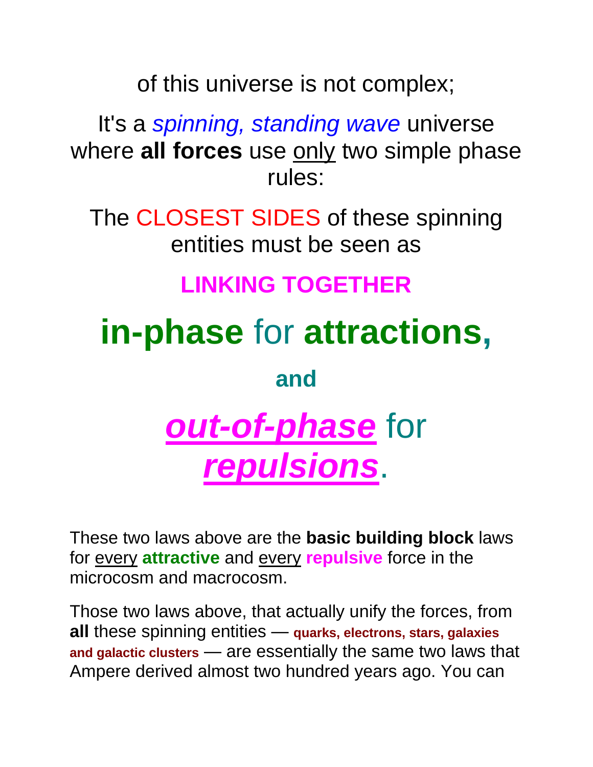of this universe is not complex;

It's a *spinning, standing wave* universe where **all forces** use only two simple phase rules:

The CLOSEST SIDES of these spinning entities must be seen as

**LINKING TOGETHER**

**in-phase** for **attractions,**

**and**

***out-of-phase*** for ***repulsions***.

These two laws above are the **basic building block** laws for every **attractive** and every **repulsive** force in the microcosm and macrocosm.

Those two laws above, that actually unify the forces, from **all** these spinning entities — **quarks, electrons, stars, galaxies and galactic clusters** — are essentially the same two laws that Ampere derived almost two hundred years ago. You can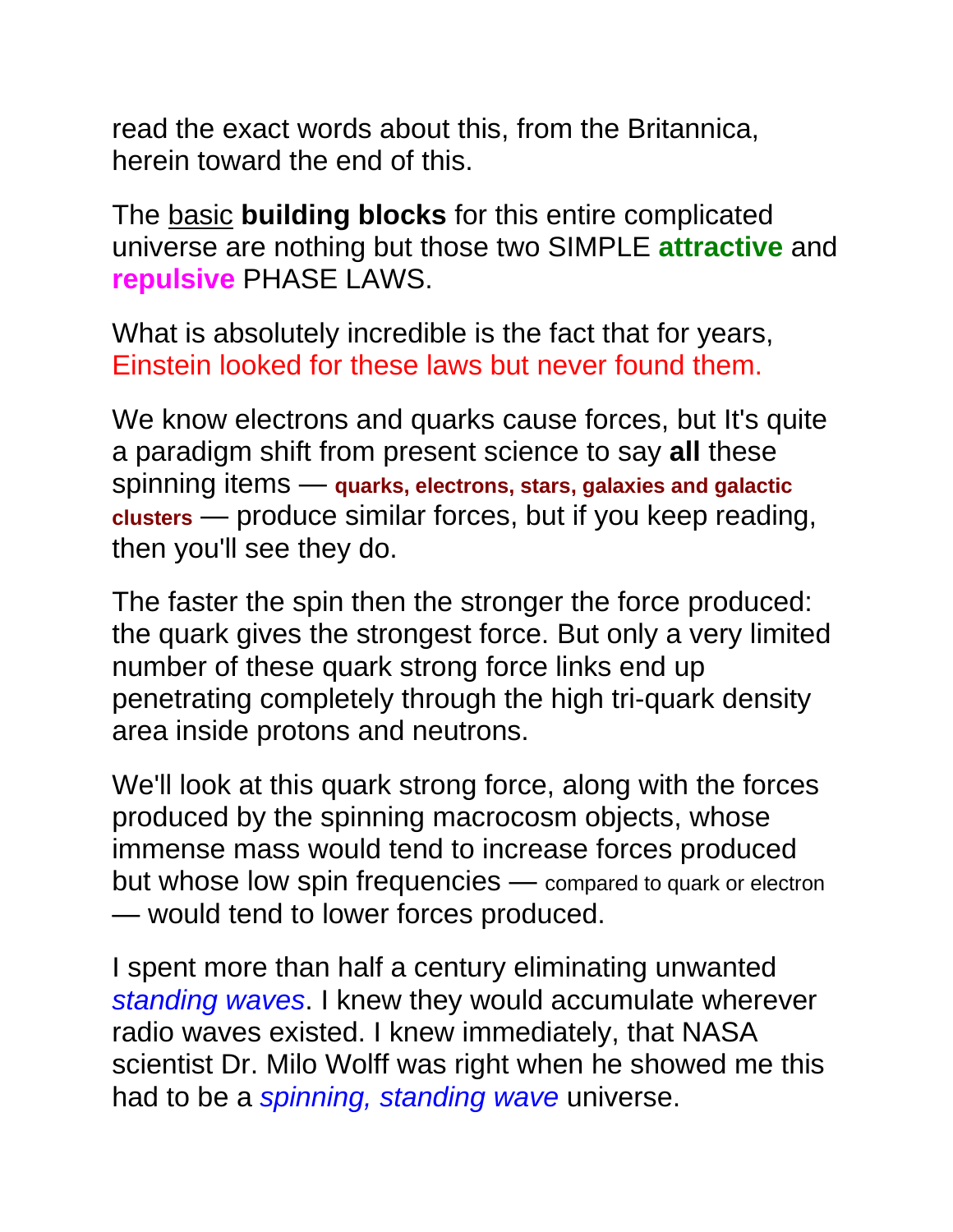read the exact words about this, from the Britannica, herein toward the end of this.

The <u>basic</u> **building blocks** for this entire complicated universe are nothing but those two SIMPLE **attractive** and **repulsive** PHASE LAWS.

What is absolutely incredible is the fact that for years, Einstein looked for these laws but never found them.

We know electrons and quarks cause forces, but It's quite a paradigm shift from present science to say **all** these spinning items — **quarks, electrons, stars, galaxies and galactic clusters** — produce similar forces, but if you keep reading, then you'll see they do.

The faster the spin then the stronger the force produced: the quark gives the strongest force. But only a very limited number of these quark strong force links end up penetrating completely through the high tri-quark density area inside protons and neutrons.

We'll look at this quark strong force, along with the forces produced by the spinning macrocosm objects, whose immense mass would tend to increase forces produced but whose low spin frequencies — compared to quark or electron — would tend to lower forces produced.

I spent more than half a century eliminating unwanted *standing waves*. I knew they would accumulate wherever radio waves existed. I knew immediately, that NASA scientist Dr. Milo Wolff was right when he showed me this had to be a *spinning, standing wave* universe.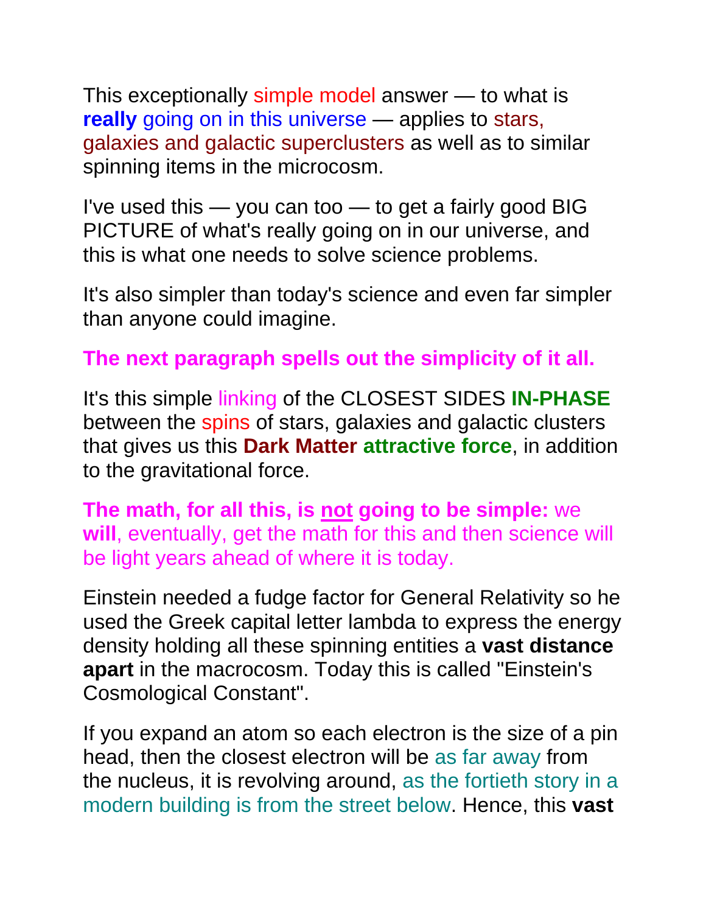This exceptionally simple model answer — to what is **really** going on in this universe — applies to stars, galaxies and galactic superclusters as well as to similar spinning items in the microcosm.

I've used this — you can too — to get a fairly good BIG PICTURE of what's really going on in our universe, and this is what one needs to solve science problems.

It's also simpler than today's science and even far simpler than anyone could imagine.

**The next paragraph spells out the simplicity of it all.**

It's this simple linking of the CLOSEST SIDES **IN-PHASE** between the spins of stars, galaxies and galactic clusters that gives us this **Dark Matter attractive force**, in addition to the gravitational force.

**The math, for all this, is <u>not</u> going to be simple:** we **will**, eventually, get the math for this and then science will be light years ahead of where it is today.

Einstein needed a fudge factor for General Relativity so he used the Greek capital letter lambda to express the energy density holding all these spinning entities a **vast distance apart** in the macrocosm. Today this is called "Einstein's Cosmological Constant".

If you expand an atom so each electron is the size of a pin head, then the closest electron will be as far away from the nucleus, it is revolving around, as the fortieth story in a modern building is from the street below. Hence, this **vast**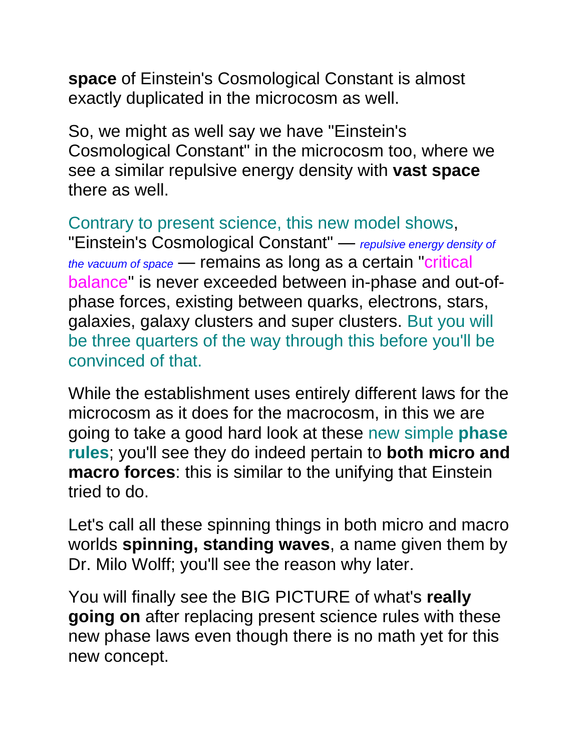**space** of Einstein's Cosmological Constant is almost exactly duplicated in the microcosm as well.

So, we might as well say we have "Einstein's Cosmological Constant" in the microcosm too, where we see a similar repulsive energy density with **vast space** there as well.

Contrary to present science, this new model shows, "Einstein's Cosmological Constant" — *repulsive energy density of the vacuum of space* — remains as long as a certain "critical balance" is never exceeded between in-phase and out-of-phase forces, existing between quarks, electrons, stars, galaxies, galaxy clusters and super clusters. But you will be three quarters of the way through this before you'll be convinced of that.

While the establishment uses entirely different laws for the microcosm as it does for the macrocosm, in this we are going to take a good hard look at these new simple **phase rules**; you'll see they do indeed pertain to **both micro and macro forces**: this is similar to the unifying that Einstein tried to do.

Let's call all these spinning things in both micro and macro worlds **spinning, standing waves**, a name given them by Dr. Milo Wolff; you'll see the reason why later.

You will finally see the BIG PICTURE of what's **really going on** after replacing present science rules with these new phase laws even though there is no math yet for this new concept.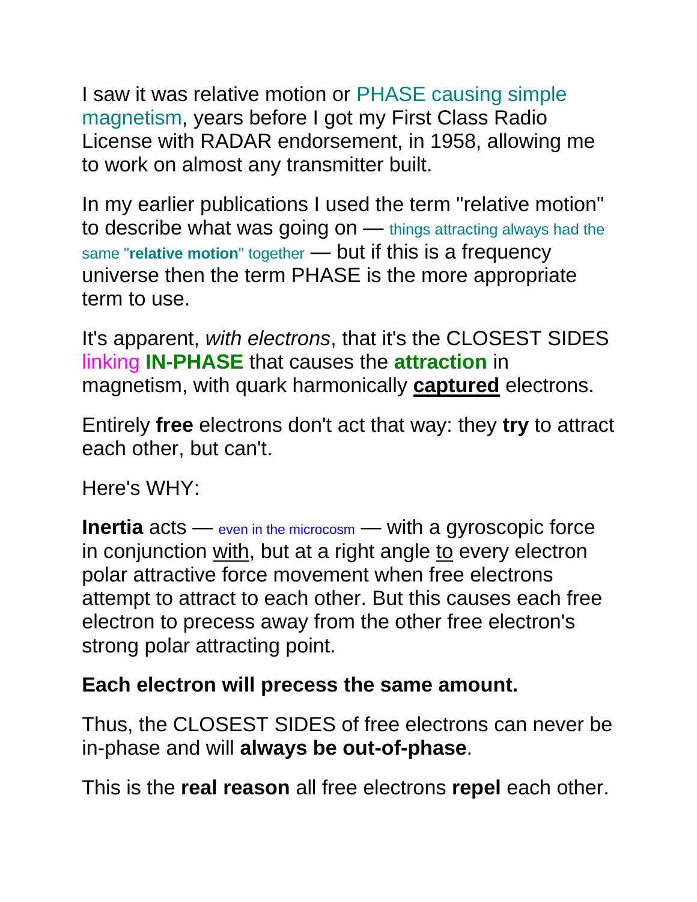I saw it was relative motion or PHASE causing simple magnetism, years before I got my First Class Radio License with RADAR endorsement, in 1958, allowing me to work on almost any transmitter built.

In my earlier publications I used the term "relative motion" to describe what was going on — things attracting always had the same "**relative motion**" together — but if this is a frequency universe then the term PHASE is the more appropriate term to use.

It's apparent, *with electrons*, that it's the CLOSEST SIDES linking **IN-PHASE** that causes the **attraction** in magnetism, with quark harmonically **captured** electrons.

Entirely **free** electrons don't act that way: they **try** to attract each other, but can't.

Here's WHY:

**Inertia** acts — even in the microcosm — with a gyroscopic force in conjunction with, but at a right angle to every electron polar attractive force movement when free electrons attempt to attract to each other. But this causes each free electron to precess away from the other free electron's strong polar attracting point.

**Each electron will precess the same amount.**

Thus, the CLOSEST SIDES of free electrons can never be in-phase and will **always be out-of-phase**.

This is the **real reason** all free electrons **repel** each other.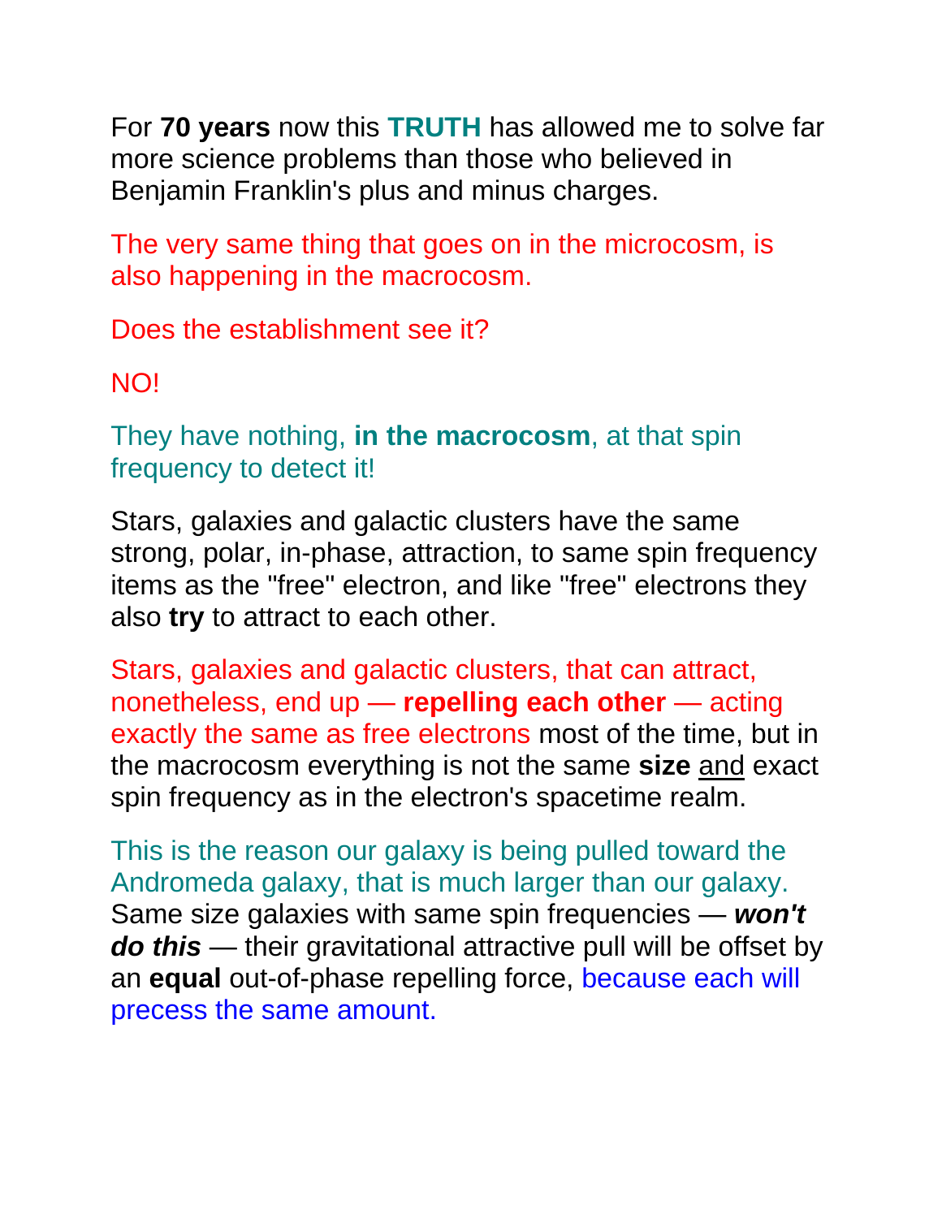For **70 years** now this **TRUTH** has allowed me to solve far more science problems than those who believed in Benjamin Franklin's plus and minus charges.

The very same thing that goes on in the microcosm, is also happening in the macrocosm.

Does the establishment see it?

NO!

They have nothing, **in the macrocosm**, at that spin frequency to detect it!

Stars, galaxies and galactic clusters have the same strong, polar, in-phase, attraction, to same spin frequency items as the "free" electron, and like "free" electrons they also **try** to attract to each other.

Stars, galaxies and galactic clusters, that can attract, nonetheless, end up — **repelling each other** — acting exactly the same as free electrons most of the time, but in the macrocosm everything is not the same **size** <u>and</u> exact spin frequency as in the electron's spacetime realm.

This is the reason our galaxy is being pulled toward the Andromeda galaxy, that is much larger than our galaxy. Same size galaxies with same spin frequencies — ***won't do this*** — their gravitational attractive pull will be offset by an **equal** out-of-phase repelling force, because each will precess the same amount.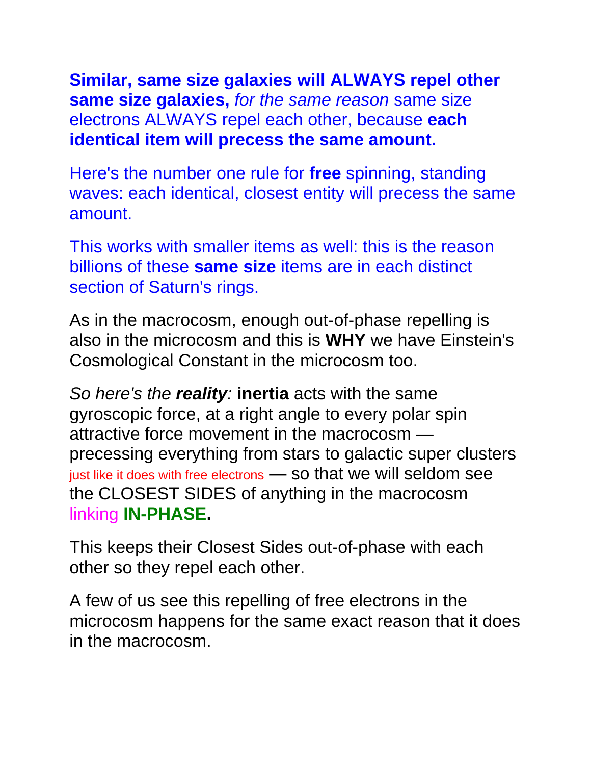**Similar, same size galaxies will ALWAYS repel other same size galaxies,** *for the same reason* same size electrons ALWAYS repel each other, because **each identical item will precess the same amount.**

Here's the number one rule for **free** spinning, standing waves: each identical, closest entity will precess the same amount.

This works with smaller items as well: this is the reason billions of these **same size** items are in each distinct section of Saturn's rings.

As in the macrocosm, enough out-of-phase repelling is also in the microcosm and this is **WHY** we have Einstein's Cosmological Constant in the microcosm too.

*So here's the* ***reality:*** **inertia** acts with the same gyroscopic force, at a right angle to every polar spin attractive force movement in the macrocosm — precessing everything from stars to galactic super clusters just like it does with free electrons — so that we will seldom see the CLOSEST SIDES of anything in the macrocosm linking **IN-PHASE.**

This keeps their Closest Sides out-of-phase with each other so they repel each other.

A few of us see this repelling of free electrons in the microcosm happens for the same exact reason that it does in the macrocosm.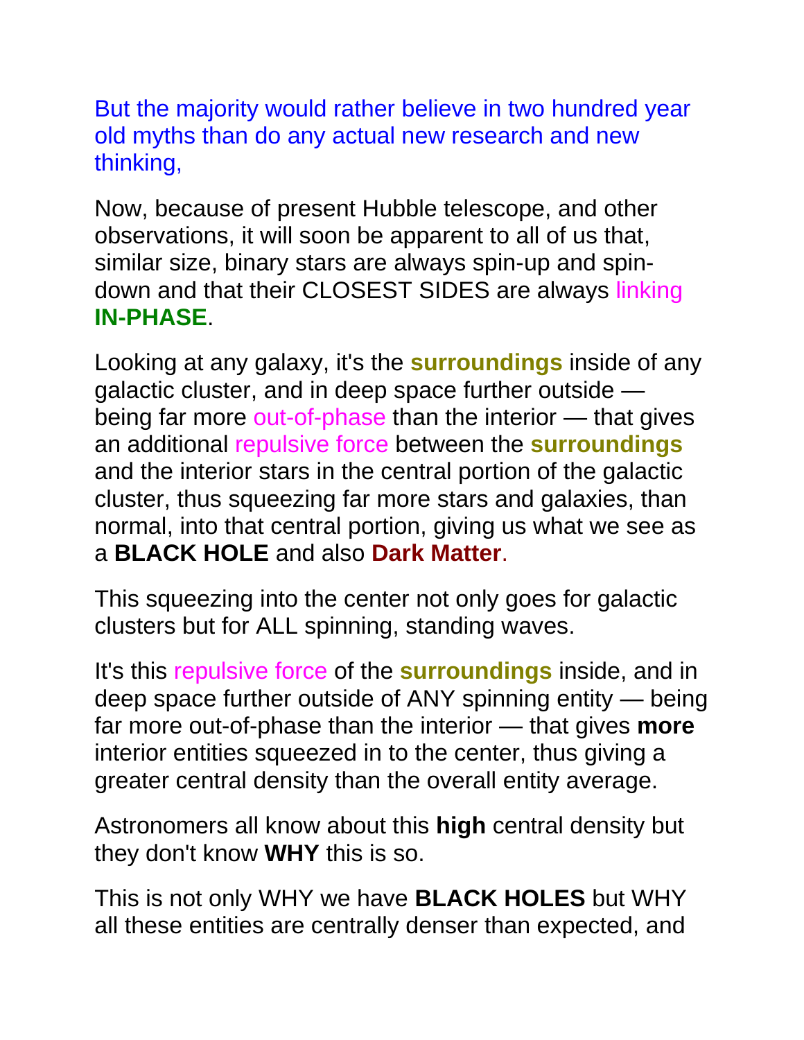But the majority would rather believe in two hundred year old myths than do any actual new research and new thinking,

Now, because of present Hubble telescope, and other observations, it will soon be apparent to all of us that, similar size, binary stars are always spin-up and spin-down and that their CLOSEST SIDES are always linking **IN-PHASE**.

Looking at any galaxy, it's the **surroundings** inside of any galactic cluster, and in deep space further outside — being far more out-of-phase than the interior — that gives an additional repulsive force between the **surroundings** and the interior stars in the central portion of the galactic cluster, thus squeezing far more stars and galaxies, than normal, into that central portion, giving us what we see as a **BLACK HOLE** and also **Dark Matter**.

This squeezing into the center not only goes for galactic clusters but for ALL spinning, standing waves.

It's this repulsive force of the **surroundings** inside, and in deep space further outside of ANY spinning entity — being far more out-of-phase than the interior — that gives **more** interior entities squeezed in to the center, thus giving a greater central density than the overall entity average.

Astronomers all know about this **high** central density but they don't know **WHY** this is so.

This is not only WHY we have **BLACK HOLES** but WHY all these entities are centrally denser than expected, and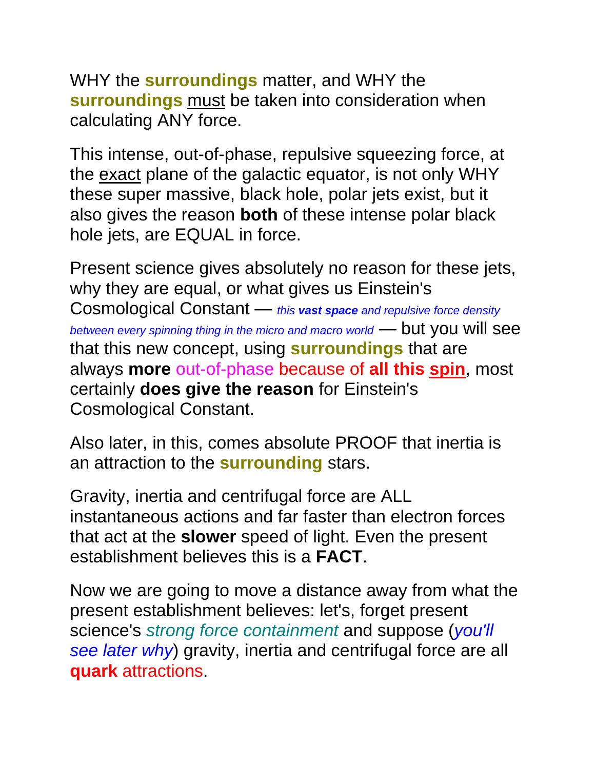WHY the **surroundings** matter, and WHY the **surroundings** <u>must</u> be taken into consideration when calculating ANY force.

This intense, out-of-phase, repulsive squeezing force, at the <u>exact</u> plane of the galactic equator, is not only WHY these super massive, black hole, polar jets exist, but it also gives the reason **both** of these intense polar black hole jets, are EQUAL in force.

Present science gives absolutely no reason for these jets, why they are equal, or what gives us Einstein's Cosmological Constant — *this **vast space** and repulsive force density between every spinning thing in the micro and macro world* — but you will see that this new concept, using **surroundings** that are always **more** out-of-phase because of **all this <u>spin</u>**, most certainly **does give the reason** for Einstein's Cosmological Constant.

Also later, in this, comes absolute PROOF that inertia is an attraction to the **surrounding** stars.

Gravity, inertia and centrifugal force are ALL instantaneous actions and far faster than electron forces that act at the **slower** speed of light. Even the present establishment believes this is a **FACT**.

Now we are going to move a distance away from what the present establishment believes: let's, forget present science's *strong force containment* and suppose (*you'll see later why*) gravity, inertia and centrifugal force are all **quark** attractions.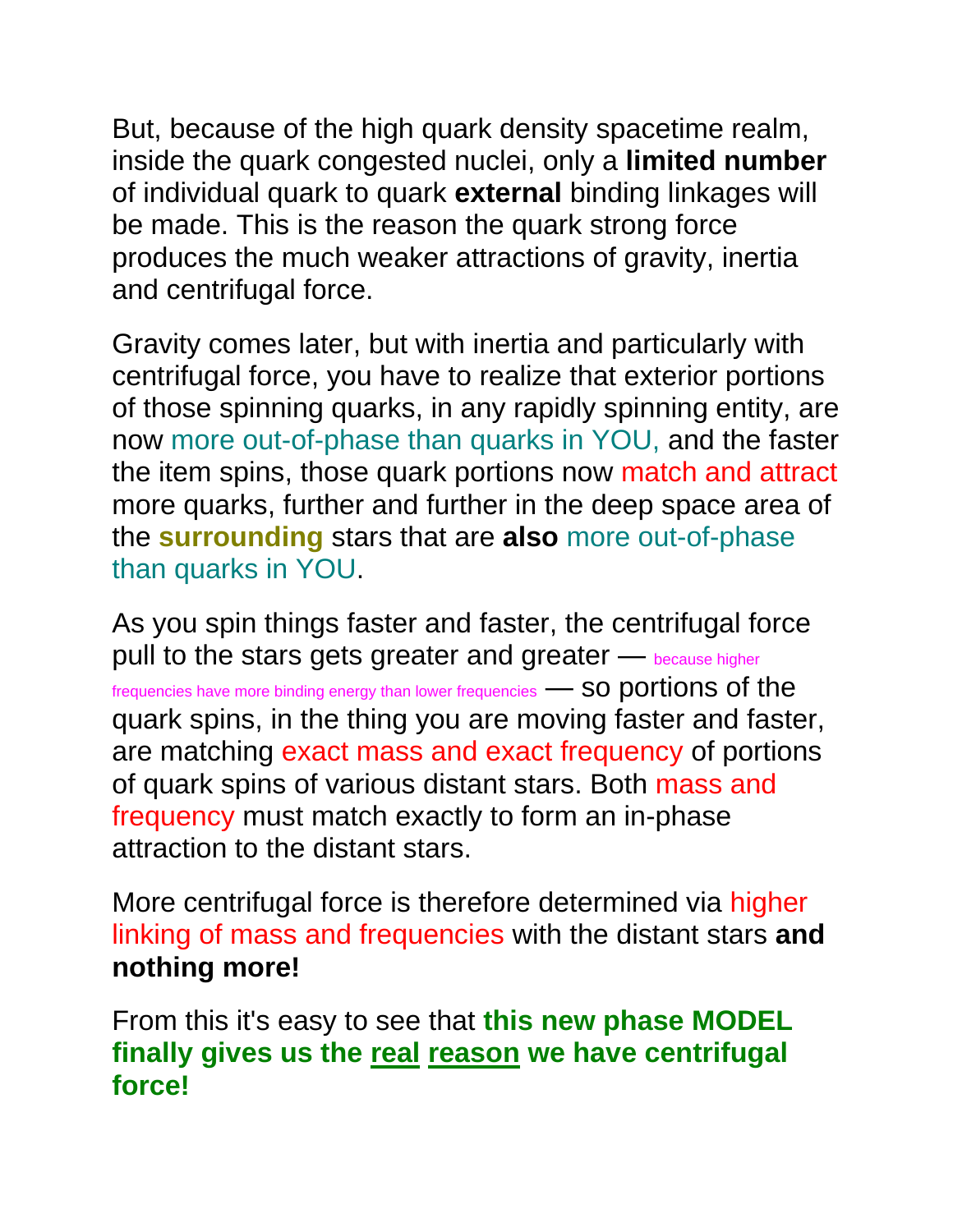But, because of the high quark density spacetime realm, inside the quark congested nuclei, only a **limited number** of individual quark to quark **external** binding linkages will be made. This is the reason the quark strong force produces the much weaker attractions of gravity, inertia and centrifugal force.

Gravity comes later, but with inertia and particularly with centrifugal force, you have to realize that exterior portions of those spinning quarks, in any rapidly spinning entity, are now more out-of-phase than quarks in YOU, and the faster the item spins, those quark portions now match and attract more quarks, further and further in the deep space area of the **surrounding** stars that are **also** more out-of-phase than quarks in YOU.

As you spin things faster and faster, the centrifugal force pull to the stars gets greater and greater — because higher frequencies have more binding energy than lower frequencies — so portions of the quark spins, in the thing you are moving faster and faster, are matching exact mass and exact frequency of portions of quark spins of various distant stars. Both mass and frequency must match exactly to form an in-phase attraction to the distant stars.

More centrifugal force is therefore determined via higher linking of mass and frequencies with the distant stars **and nothing more!**

From this it's easy to see that **this new phase MODEL finally gives us the <u>real</u> <u>reason</u> we have centrifugal force!**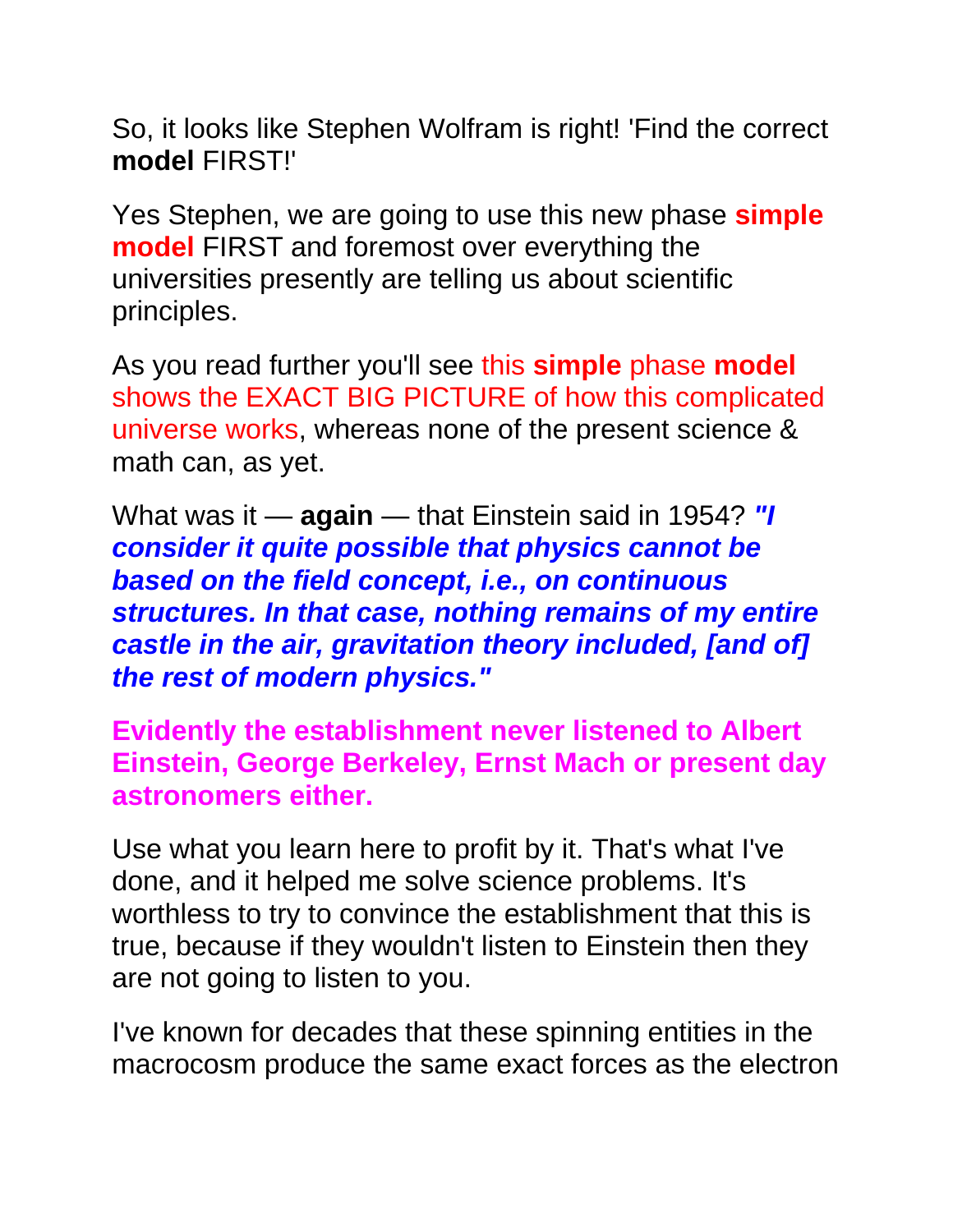So, it looks like Stephen Wolfram is right! 'Find the correct **model** FIRST!'

Yes Stephen, we are going to use this new phase **simple model** FIRST and foremost over everything the universities presently are telling us about scientific principles.

As you read further you'll see this **simple** phase **model** shows the EXACT BIG PICTURE of how this complicated universe works, whereas none of the present science & math can, as yet.

What was it — **again** — that Einstein said in 1954? ***"I consider it quite possible that physics cannot be based on the field concept, i.e., on continuous structures. In that case, nothing remains of my entire castle in the air, gravitation theory included, [and of] the rest of modern physics."***

**Evidently the establishment never listened to Albert Einstein, George Berkeley, Ernst Mach or present day astronomers either.**

Use what you learn here to profit by it. That's what I've done, and it helped me solve science problems. It's worthless to try to convince the establishment that this is true, because if they wouldn't listen to Einstein then they are not going to listen to you.

I've known for decades that these spinning entities in the macrocosm produce the same exact forces as the electron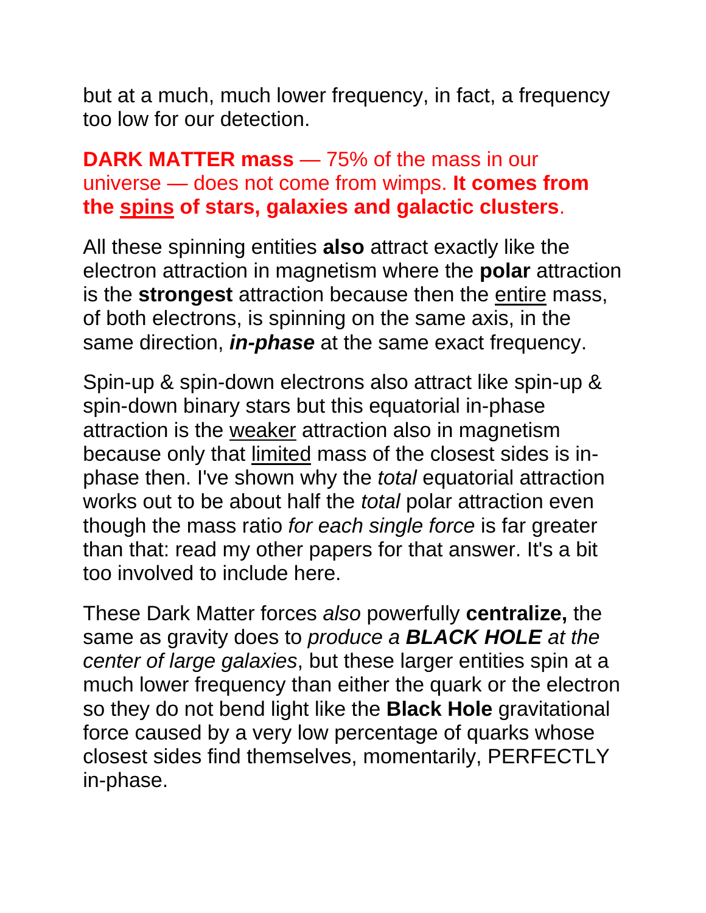but at a much, much lower frequency, in fact, a frequency too low for our detection.

**DARK MATTER mass** — 75% of the mass in our universe — does not come from wimps. **It comes from the <u>spins</u> of stars, galaxies and galactic clusters**.

All these spinning entities **also** attract exactly like the electron attraction in magnetism where the **polar** attraction is the **strongest** attraction because then the <u>entire</u> mass, of both electrons, is spinning on the same axis, in the same direction, ***in-phase*** at the same exact frequency.

Spin-up & spin-down electrons also attract like spin-up & spin-down binary stars but this equatorial in-phase attraction is the <u>weaker</u> attraction also in magnetism because only that <u>limited</u> mass of the closest sides is in-phase then. I've shown why the *total* equatorial attraction works out to be about half the *total* polar attraction even though the mass ratio *for each single force* is far greater than that: read my other papers for that answer. It's a bit too involved to include here.

These Dark Matter forces *also* powerfully **centralize,** the same as gravity does to *produce a **BLACK HOLE** at the center of large galaxies*, but these larger entities spin at a much lower frequency than either the quark or the electron so they do not bend light like the **Black Hole** gravitational force caused by a very low percentage of quarks whose closest sides find themselves, momentarily, PERFECTLY in-phase.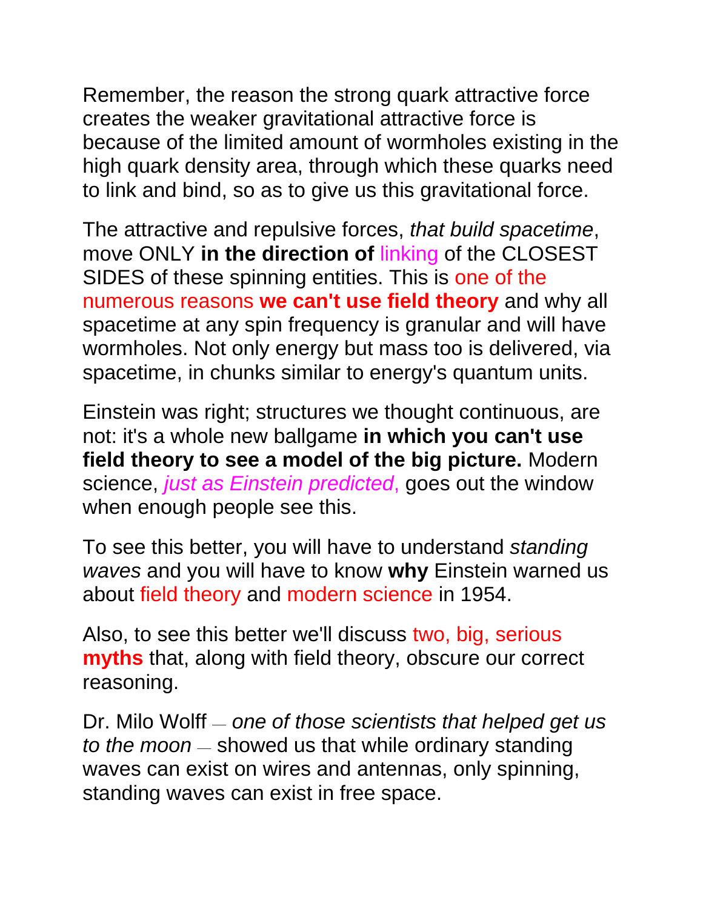Remember, the reason the strong quark attractive force creates the weaker gravitational attractive force is because of the limited amount of wormholes existing in the high quark density area, through which these quarks need to link and bind, so as to give us this gravitational force.

The attractive and repulsive forces, *that build spacetime*, move ONLY **in the direction of** linking of the CLOSEST SIDES of these spinning entities. This is one of the numerous reasons **we can't use field theory** and why all spacetime at any spin frequency is granular and will have wormholes. Not only energy but mass too is delivered, via spacetime, in chunks similar to energy's quantum units.

Einstein was right; structures we thought continuous, are not: it's a whole new ballgame **in which you can't use field theory to see a model of the big picture.** Modern science, *just as Einstein predicted,* goes out the window when enough people see this.

To see this better, you will have to understand *standing waves* and you will have to know **why** Einstein warned us about field theory and modern science in 1954.

Also, to see this better we'll discuss two, big, serious **myths** that, along with field theory, obscure our correct reasoning.

Dr. Milo Wolff — *one of those scientists that helped get us to the moon* — showed us that while ordinary standing waves can exist on wires and antennas, only spinning, standing waves can exist in free space.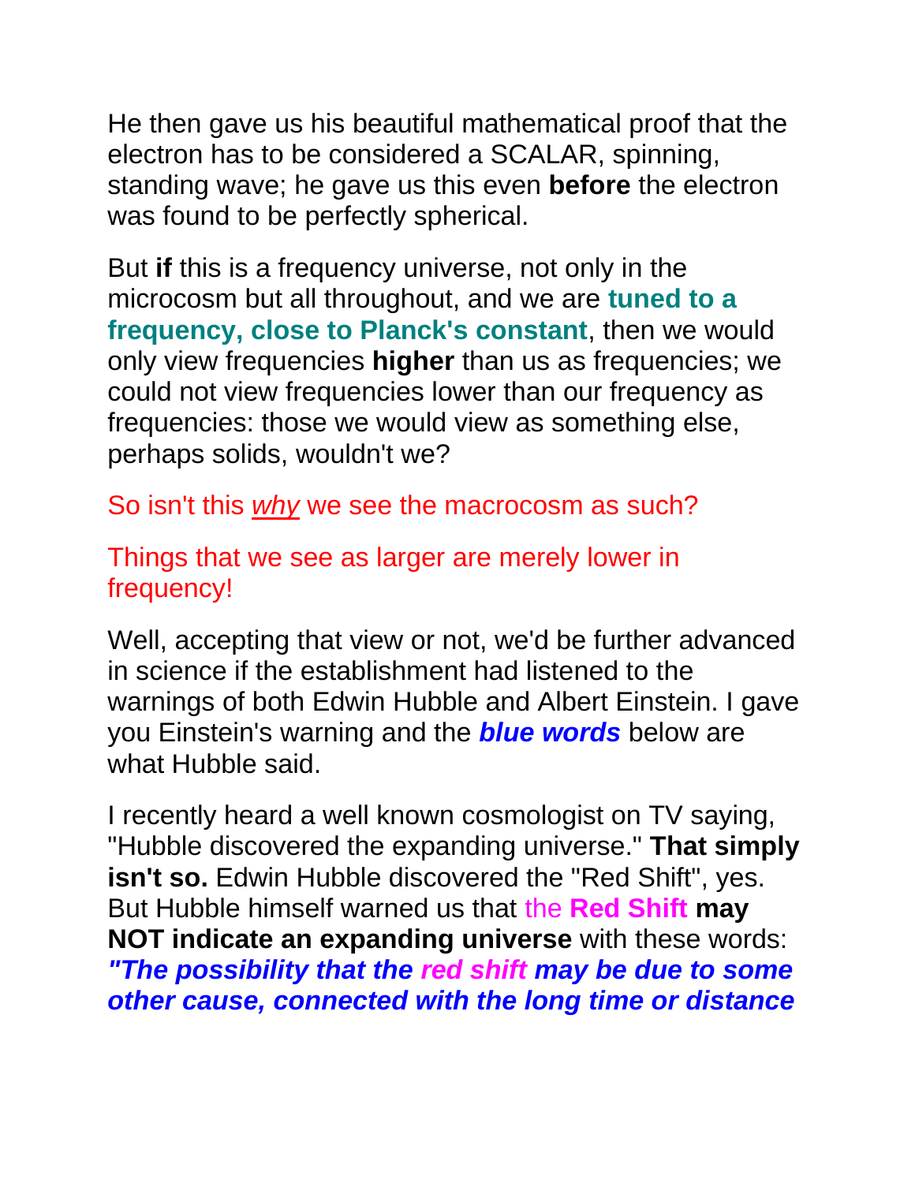He then gave us his beautiful mathematical proof that the electron has to be considered a SCALAR, spinning, standing wave; he gave us this even **before** the electron was found to be perfectly spherical.

But **if** this is a frequency universe, not only in the microcosm but all throughout, and we are **tuned to a frequency, close to Planck's constant**, then we would only view frequencies **higher** than us as frequencies; we could not view frequencies lower than our frequency as frequencies: those we would view as something else, perhaps solids, wouldn't we?

So isn't this *why* we see the macrocosm as such?

Things that we see as larger are merely lower in frequency!

Well, accepting that view or not, we'd be further advanced in science if the establishment had listened to the warnings of both Edwin Hubble and Albert Einstein. I gave you Einstein's warning and the ***blue words*** below are what Hubble said.

I recently heard a well known cosmologist on TV saying, "Hubble discovered the expanding universe." **That simply isn't so.** Edwin Hubble discovered the "Red Shift", yes. But Hubble himself warned us that the **Red Shift may NOT indicate an expanding universe** with these words: ***"The possibility that the red shift may be due to some other cause, connected with the long time or distance***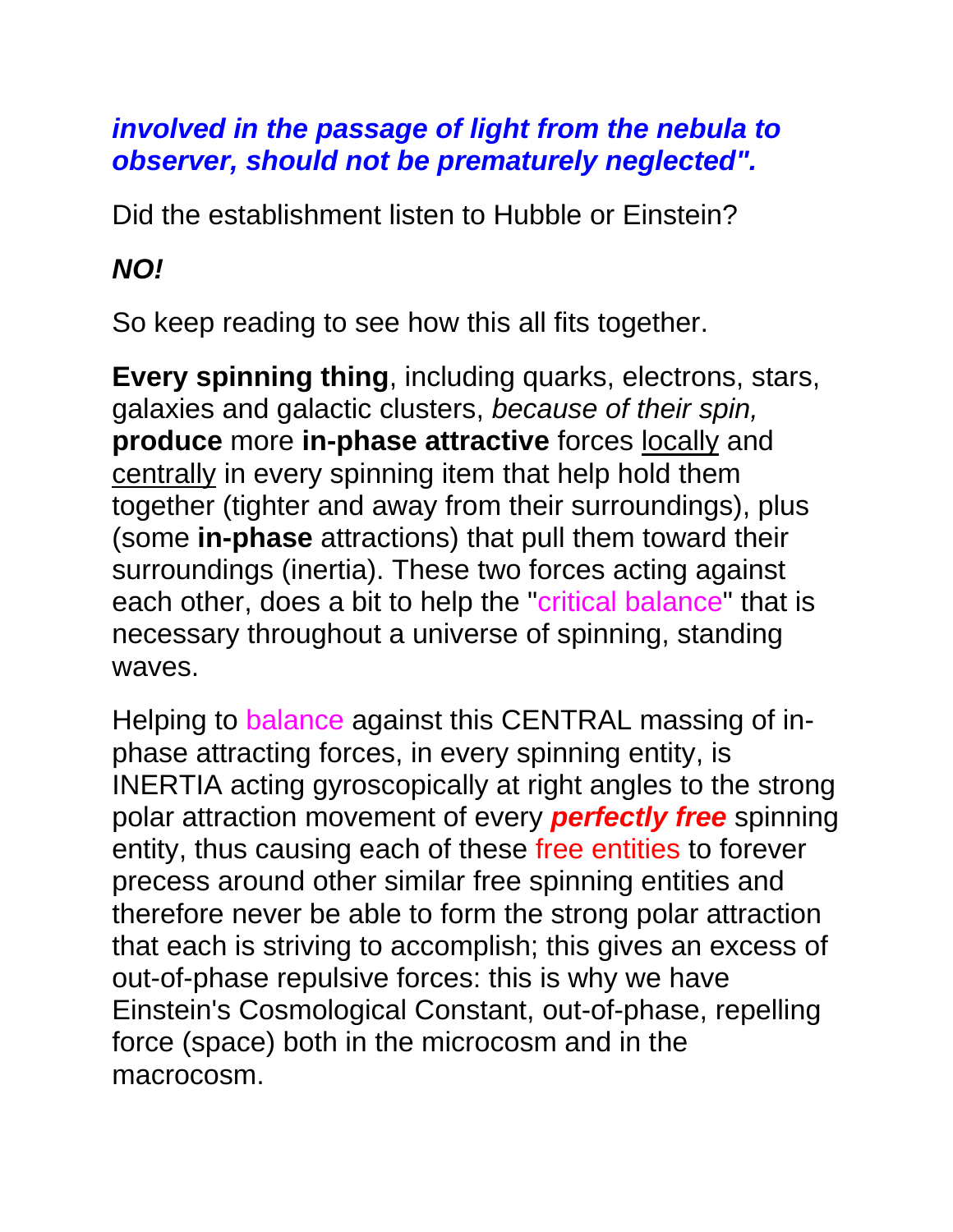***involved in the passage of light from the nebula to observer, should not be prematurely neglected".***

Did the establishment listen to Hubble or Einstein?

***NO!***

So keep reading to see how this all fits together.

**Every spinning thing**, including quarks, electrons, stars, galaxies and galactic clusters, *because of their spin,* **produce** more **in-phase attractive** forces locally and centrally in every spinning item that help hold them together (tighter and away from their surroundings), plus (some **in-phase** attractions) that pull them toward their surroundings (inertia). These two forces acting against each other, does a bit to help the "critical balance" that is necessary throughout a universe of spinning, standing waves.

Helping to balance against this CENTRAL massing of in-phase attracting forces, in every spinning entity, is INERTIA acting gyroscopically at right angles to the strong polar attraction movement of every ***perfectly free*** spinning entity, thus causing each of these free entities to forever precess around other similar free spinning entities and therefore never be able to form the strong polar attraction that each is striving to accomplish; this gives an excess of out-of-phase repulsive forces: this is why we have Einstein's Cosmological Constant, out-of-phase, repelling force (space) both in the microcosm and in the macrocosm.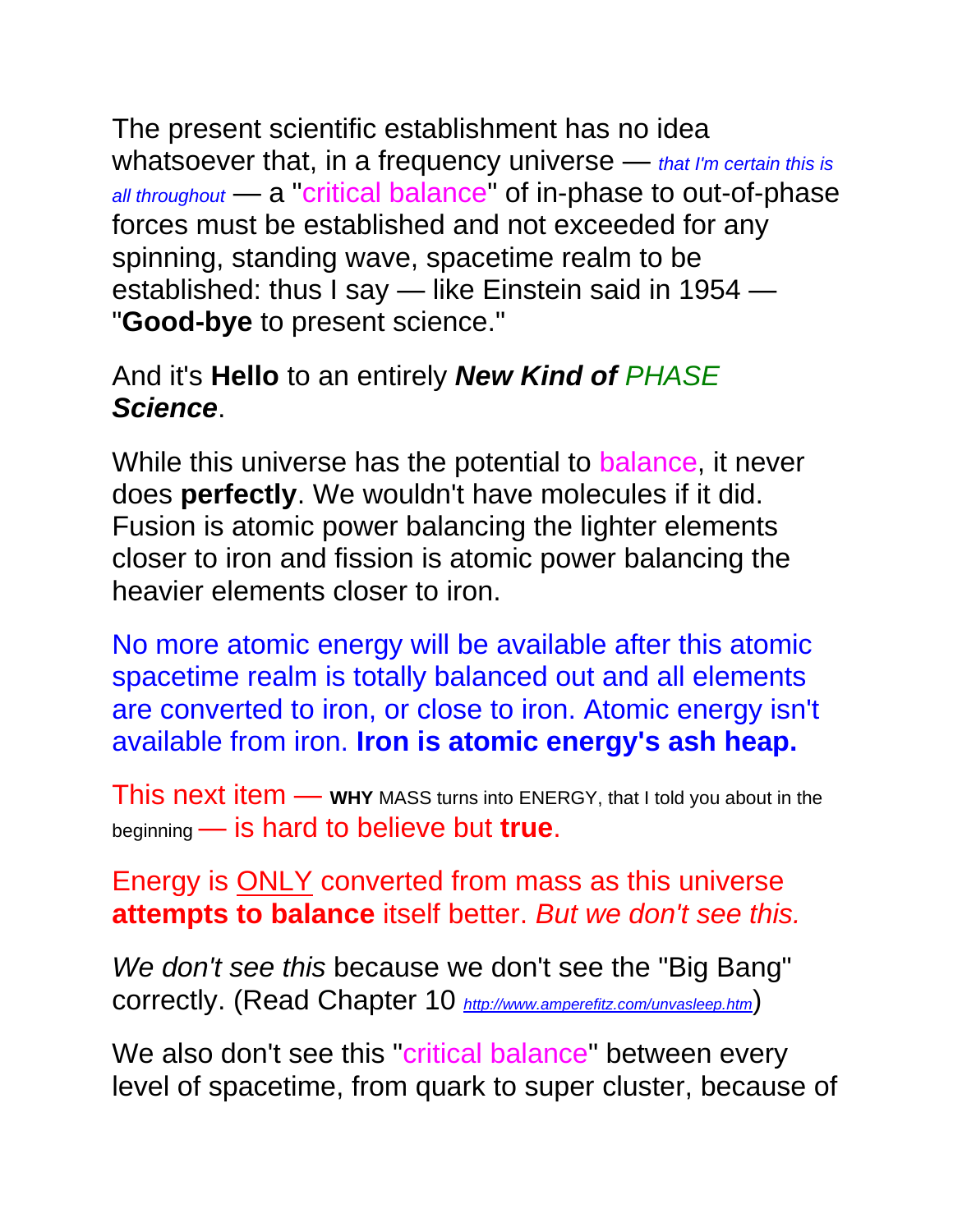The present scientific establishment has no idea whatsoever that, in a frequency universe — *that I'm certain this is all throughout* — a "critical balance" of in-phase to out-of-phase forces must be established and not exceeded for any spinning, standing wave, spacetime realm to be established: thus I say — like Einstein said in 1954 — "**Good-bye** to present science."

And it's **Hello** to an entirely ***New Kind of*** *PHASE* ***Science***.

While this universe has the potential to balance, it never does **perfectly**. We wouldn't have molecules if it did. Fusion is atomic power balancing the lighter elements closer to iron and fission is atomic power balancing the heavier elements closer to iron.

No more atomic energy will be available after this atomic spacetime realm is totally balanced out and all elements are converted to iron, or close to iron. Atomic energy isn't available from iron. **Iron is atomic energy's ash heap.**

This next item — **WHY** MASS turns into ENERGY, that I told you about in the beginning — is hard to believe but **true**.

Energy is <u>ONLY</u> converted from mass as this universe **attempts to balance** itself better. *But we don't see this.*

*We don't see this* because we don't see the "Big Bang" correctly. (Read Chapter 10 *http://www.amperefitz.com/unvasleep.htm*)

We also don't see this "critical balance" between every level of spacetime, from quark to super cluster, because of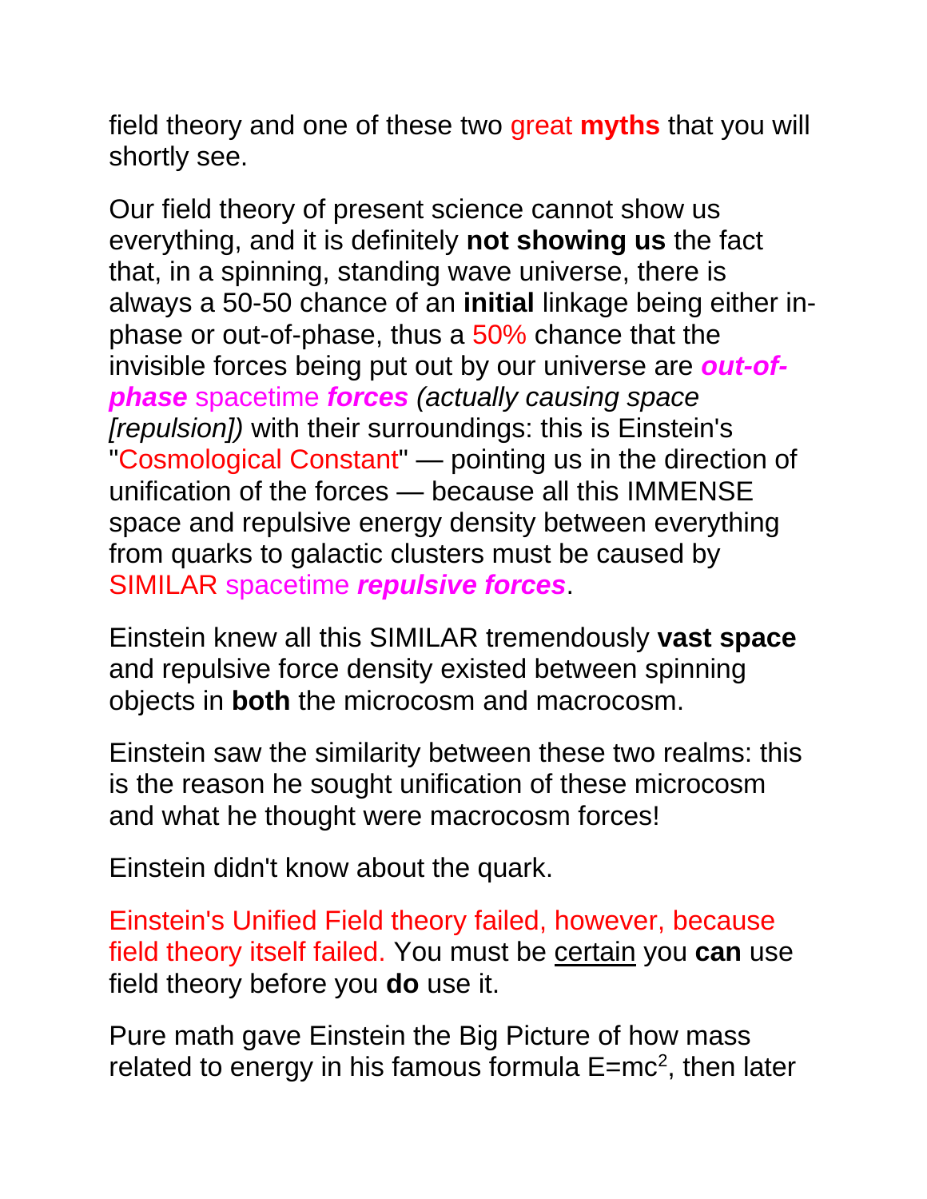field theory and one of these two great **myths** that you will shortly see.

Our field theory of present science cannot show us everything, and it is definitely **not showing us** the fact that, in a spinning, standing wave universe, there is always a 50-50 chance of an **initial** linkage being either in-phase or out-of-phase, thus a 50% chance that the invisible forces being put out by our universe are ***out-of-phase*** spacetime ***forces*** *(actually causing space [repulsion])* with their surroundings: this is Einstein's "Cosmological Constant" — pointing us in the direction of unification of the forces — because all this IMMENSE space and repulsive energy density between everything from quarks to galactic clusters must be caused by SIMILAR spacetime ***repulsive forces***.

Einstein knew all this SIMILAR tremendously **vast space** and repulsive force density existed between spinning objects in **both** the microcosm and macrocosm.

Einstein saw the similarity between these two realms: this is the reason he sought unification of these microcosm and what he thought were macrocosm forces!

Einstein didn't know about the quark.

Einstein's Unified Field theory failed, however, because field theory itself failed. You must be <u>certain</u> you **can** use field theory before you **do** use it.

Pure math gave Einstein the Big Picture of how mass related to energy in his famous formula $E=mc^2$, then later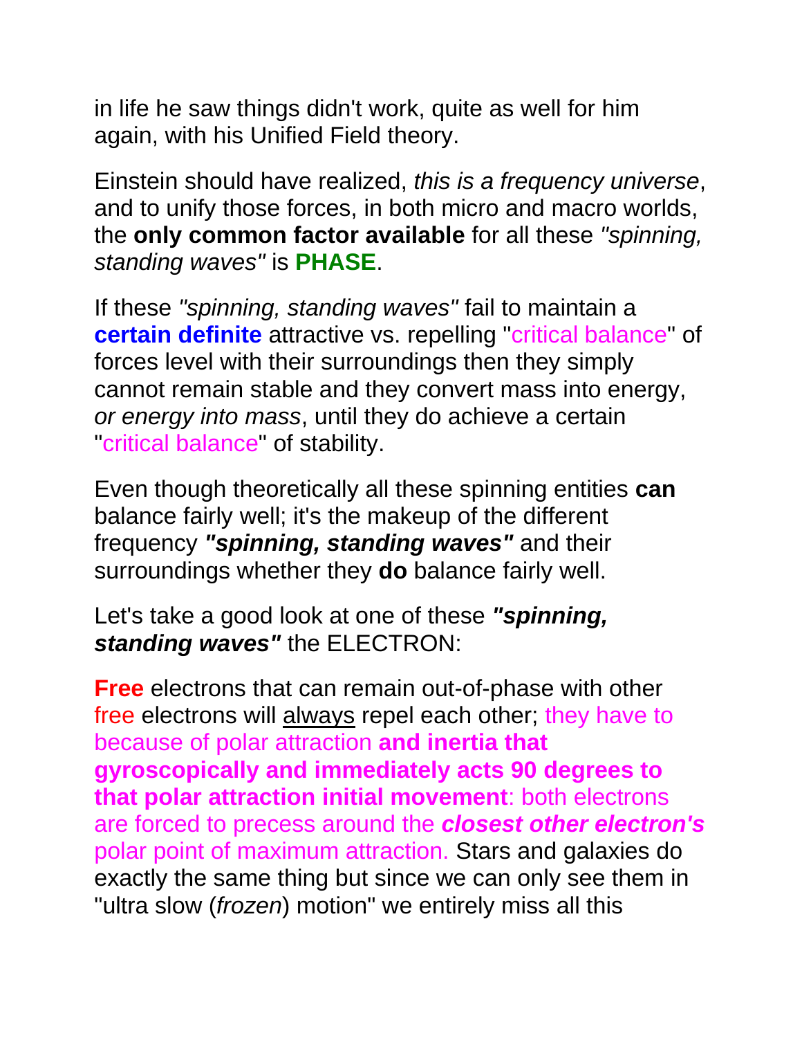in life he saw things didn't work, quite as well for him again, with his Unified Field theory.

Einstein should have realized, *this is a frequency universe*, and to unify those forces, in both micro and macro worlds, the **only common factor available** for all these *"spinning, standing waves"* is **PHASE**.

If these *"spinning, standing waves"* fail to maintain a **certain definite** attractive vs. repelling "critical balance" of forces level with their surroundings then they simply cannot remain stable and they convert mass into energy, *or energy into mass*, until they do achieve a certain "critical balance" of stability.

Even though theoretically all these spinning entities **can** balance fairly well; it's the makeup of the different frequency ***"spinning, standing waves"*** and their surroundings whether they **do** balance fairly well.

Let's take a good look at one of these ***"spinning, standing waves"*** the ELECTRON:

**Free** electrons that can remain out-of-phase with other free electrons will always repel each other; they have to because of polar attraction **and inertia that gyroscopically and immediately acts 90 degrees to that polar attraction initial movement**: both electrons are forced to precess around the ***closest other electron's*** polar point of maximum attraction. Stars and galaxies do exactly the same thing but since we can only see them in "ultra slow (*frozen*) motion" we entirely miss all this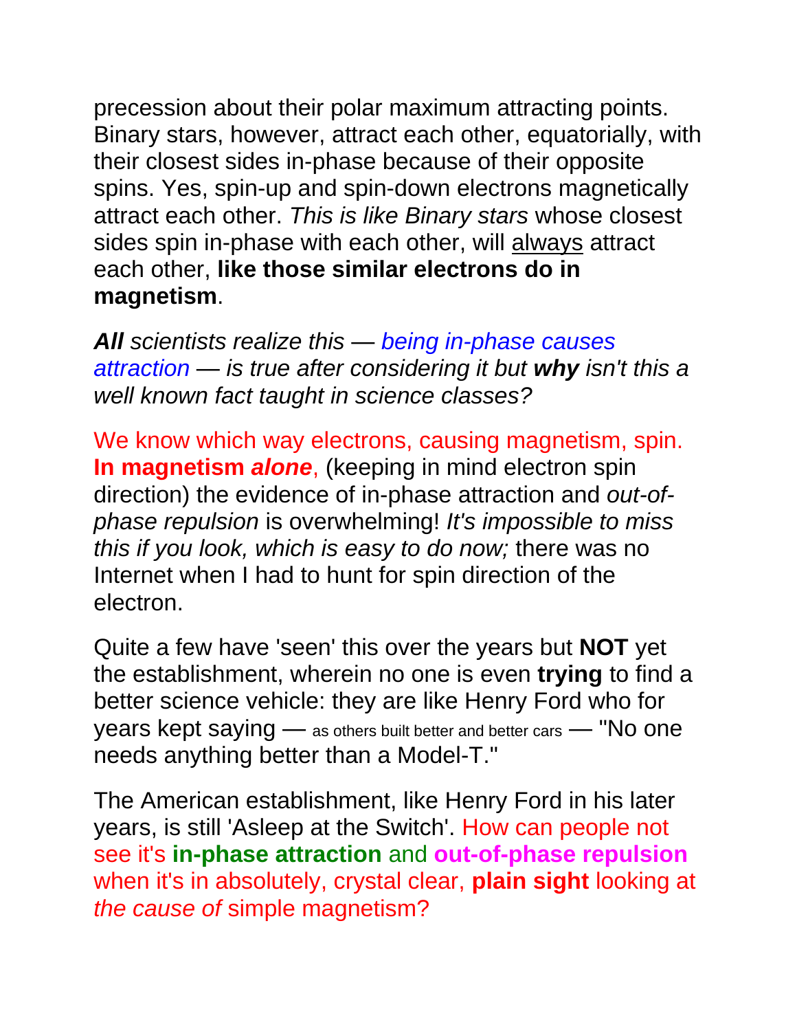precession about their polar maximum attracting points. Binary stars, however, attract each other, equatorially, with their closest sides in-phase because of their opposite spins. Yes, spin-up and spin-down electrons magnetically attract each other. *This is like Binary stars* whose closest sides spin in-phase with each other, will always attract each other, **like those similar electrons do in magnetism**.

***All** scientists realize this — being in-phase causes attraction — is true after considering it but **why** isn't this a well known fact taught in science classes?*

We know which way electrons, causing magnetism, spin. **In magnetism *alone***, (keeping in mind electron spin direction) the evidence of in-phase attraction and *out-of-phase repulsion* is overwhelming! *It's impossible to miss this if you look, which is easy to do now;* there was no Internet when I had to hunt for spin direction of the electron.

Quite a few have 'seen' this over the years but **NOT** yet the establishment, wherein no one is even **trying** to find a better science vehicle: they are like Henry Ford who for years kept saying — as others built better and better cars — "No one needs anything better than a Model-T."

The American establishment, like Henry Ford in his later years, is still 'Asleep at the Switch'. How can people not see it's **in-phase attraction** and **out-of-phase repulsion** when it's in absolutely, crystal clear, **plain sight** looking at *the cause of* simple magnetism?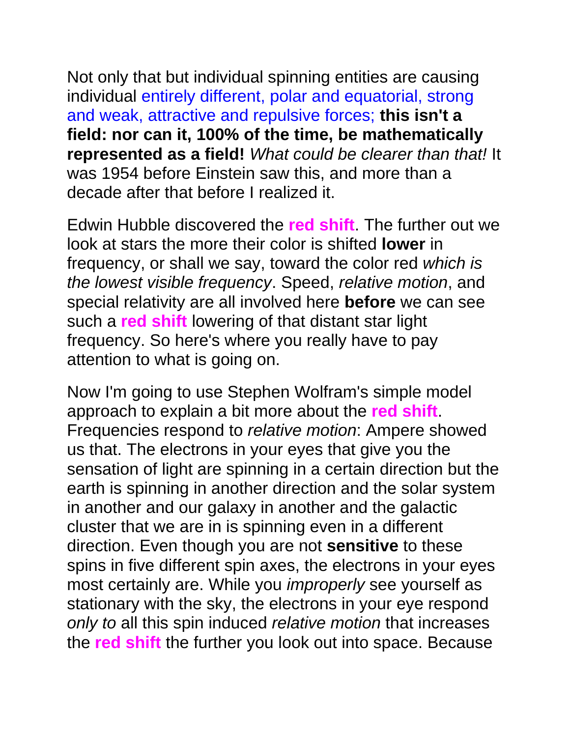Not only that but individual spinning entities are causing individual entirely different, polar and equatorial, strong and weak, attractive and repulsive forces; **this isn't a field: nor can it, 100% of the time, be mathematically represented as a field!** *What could be clearer than that!* It was 1954 before Einstein saw this, and more than a decade after that before I realized it.

Edwin Hubble discovered the **red shift**. The further out we look at stars the more their color is shifted **lower** in frequency, or shall we say, toward the color red *which is the lowest visible frequency*. Speed, *relative motion*, and special relativity are all involved here **before** we can see such a **red shift** lowering of that distant star light frequency. So here's where you really have to pay attention to what is going on.

Now I'm going to use Stephen Wolfram's simple model approach to explain a bit more about the **red shift**. Frequencies respond to *relative motion*: Ampere showed us that. The electrons in your eyes that give you the sensation of light are spinning in a certain direction but the earth is spinning in another direction and the solar system in another and our galaxy in another and the galactic cluster that we are in is spinning even in a different direction. Even though you are not **sensitive** to these spins in five different spin axes, the electrons in your eyes most certainly are. While you *improperly* see yourself as stationary with the sky, the electrons in your eye respond *only to* all this spin induced *relative motion* that increases the **red shift** the further you look out into space. Because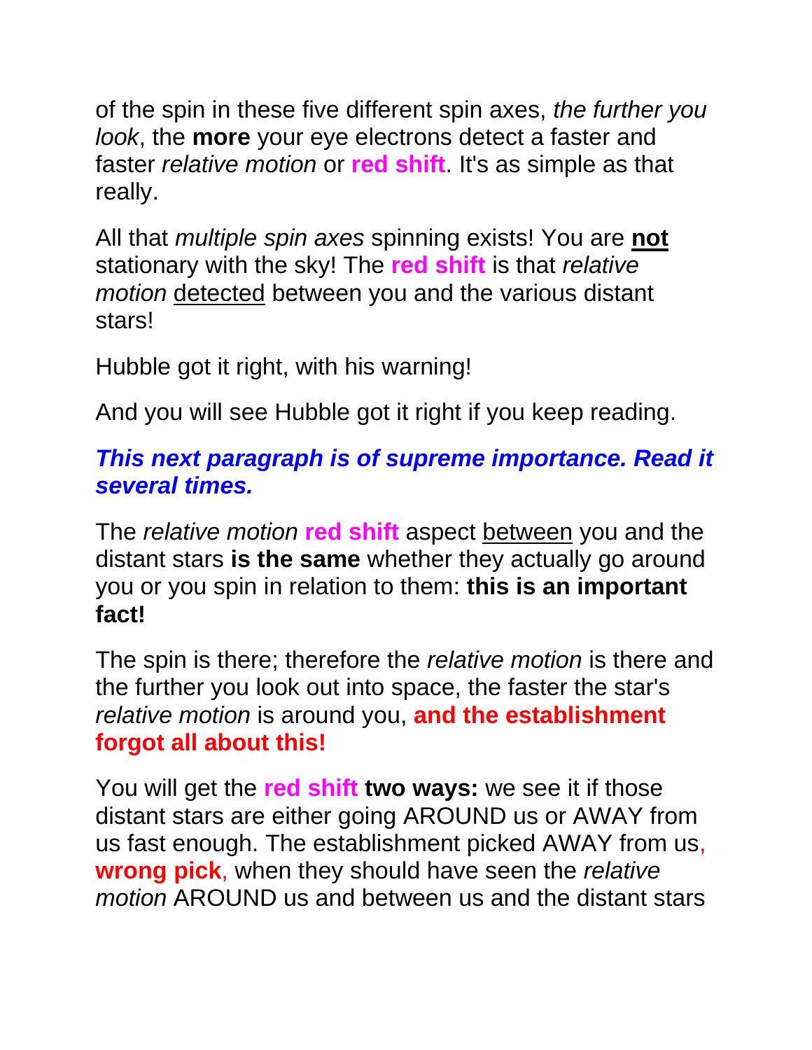of the spin in these five different spin axes, *the further you look*, the **more** your eye electrons detect a faster and faster *relative motion* or **red shift**. It's as simple as that really.

All that *multiple spin axes* spinning exists! You are **<u>not</u>** stationary with the sky! The **red shift** is that *relative motion* <u>detected</u> between you and the various distant stars!

Hubble got it right, with his warning!

And you will see Hubble got it right if you keep reading.

***This next paragraph is of supreme importance. Read it several times.***

The *relative motion* **red shift** aspect <u>between</u> you and the distant stars **is the same** whether they actually go around you or you spin in relation to them: **this is an important fact!**

The spin is there; therefore the *relative motion* is there and the further you look out into space, the faster the star's *relative motion* is around you, **and the establishment forgot all about this!**

You will get the **red shift** **two ways:** we see it if those distant stars are either going AROUND us or AWAY from us fast enough. The establishment picked AWAY from us, **wrong pick**, when they should have seen the *relative motion* AROUND us and between us and the distant stars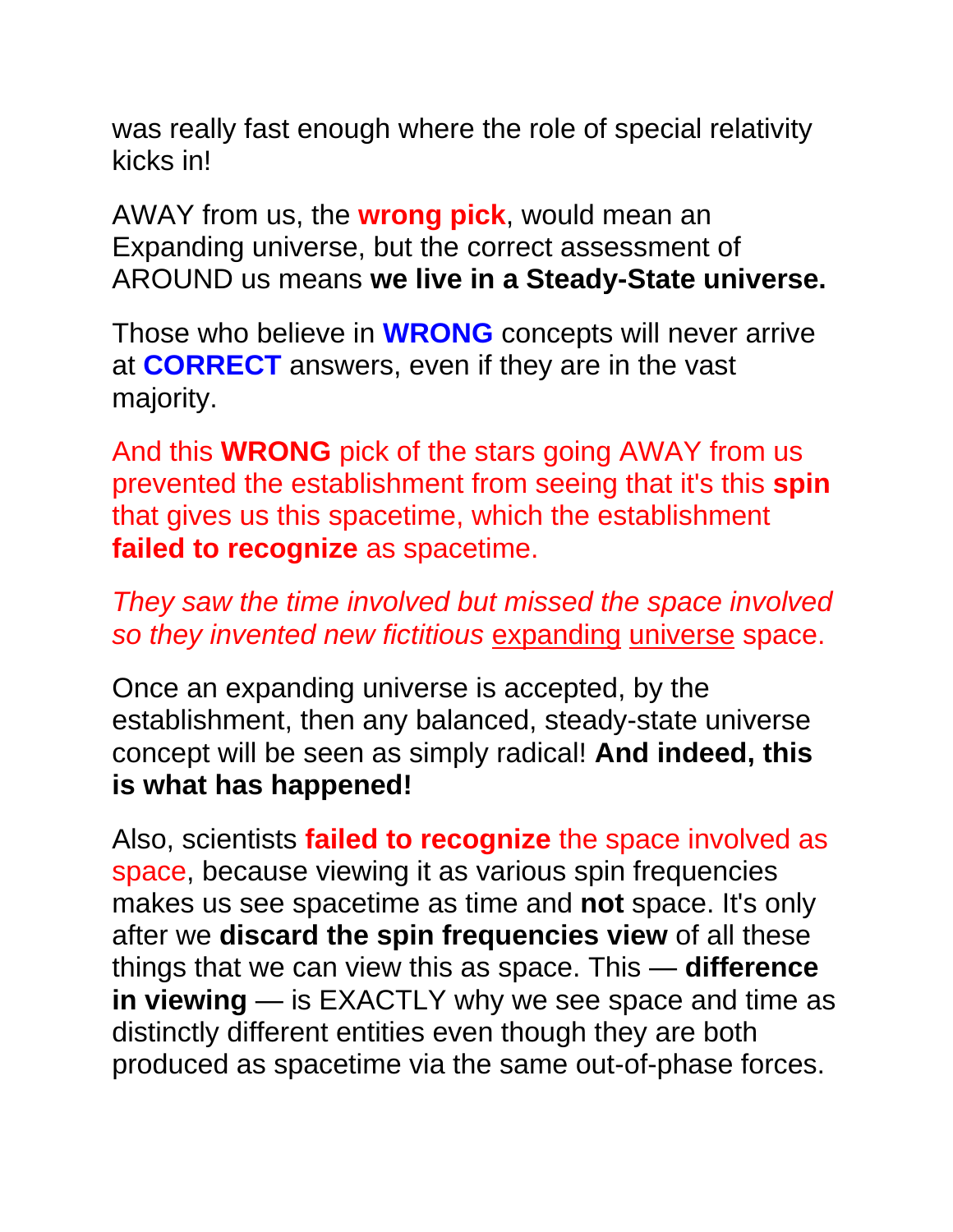was really fast enough where the role of special relativity kicks in!

AWAY from us, the **wrong pick**, would mean an Expanding universe, but the correct assessment of AROUND us means **we live in a Steady-State universe.**

Those who believe in **WRONG** concepts will never arrive at **CORRECT** answers, even if they are in the vast majority.

And this **WRONG** pick of the stars going AWAY from us prevented the establishment from seeing that it's this **spin** that gives us this spacetime, which the establishment **failed to recognize** as spacetime.

*They saw the time involved but missed the space involved so they invented new fictitious* expanding universe space.

Once an expanding universe is accepted, by the establishment, then any balanced, steady-state universe concept will be seen as simply radical! **And indeed, this is what has happened!**

Also, scientists **failed to recognize** the space involved as space, because viewing it as various spin frequencies makes us see spacetime as time and **not** space. It's only after we **discard the spin frequencies view** of all these things that we can view this as space. This — **difference in viewing** — is EXACTLY why we see space and time as distinctly different entities even though they are both produced as spacetime via the same out-of-phase forces.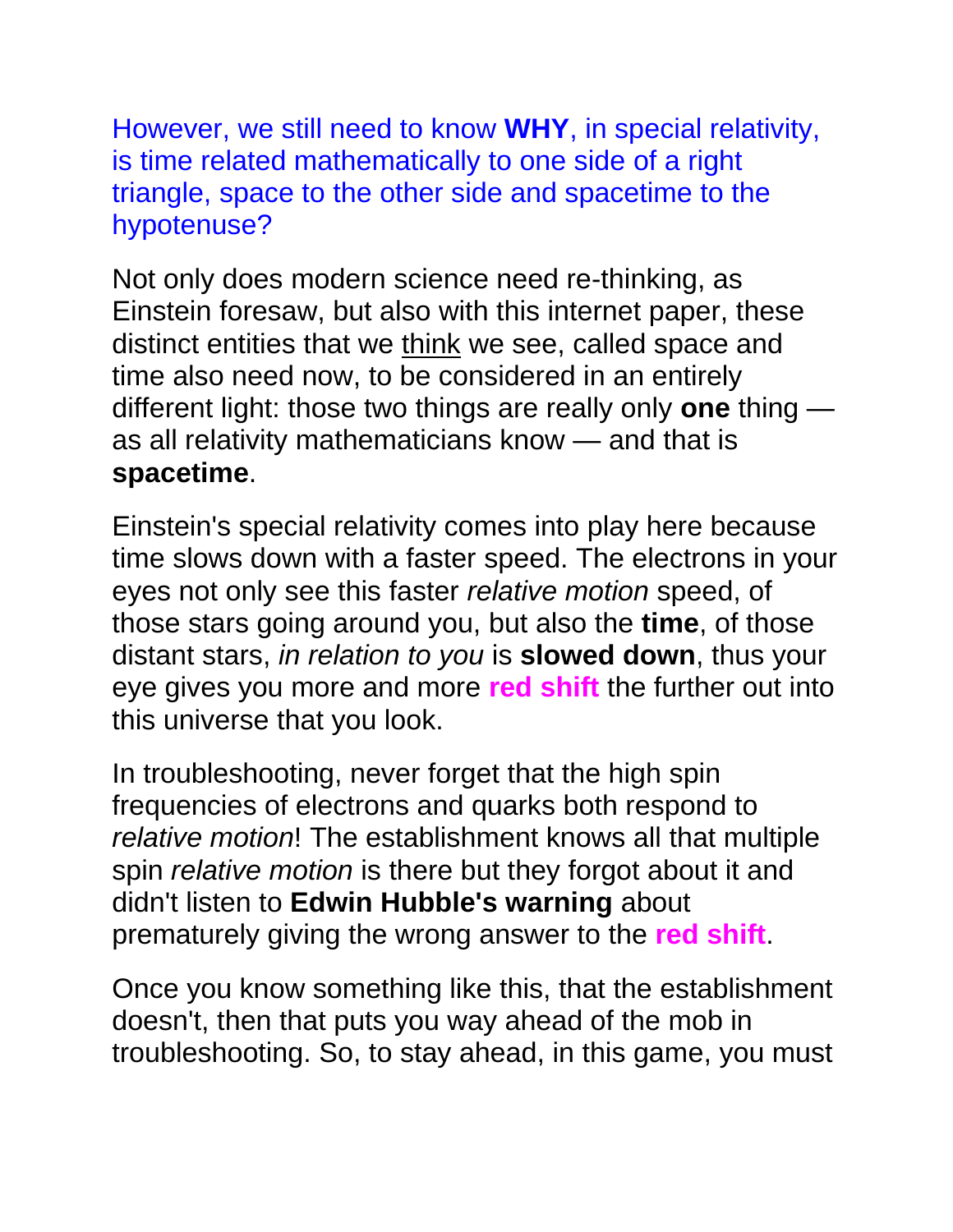However, we still need to know **WHY**, in special relativity, is time related mathematically to one side of a right triangle, space to the other side and spacetime to the hypotenuse?

Not only does modern science need re-thinking, as Einstein foresaw, but also with this internet paper, these distinct entities that we <u>think</u> we see, called space and time also need now, to be considered in an entirely different light: those two things are really only **one** thing — as all relativity mathematicians know — and that is **spacetime**.

Einstein's special relativity comes into play here because time slows down with a faster speed. The electrons in your eyes not only see this faster *relative motion* speed, of those stars going around you, but also the **time**, of those distant stars, *in relation to you* is **slowed down**, thus your eye gives you more and more **red shift** the further out into this universe that you look.

In troubleshooting, never forget that the high spin frequencies of electrons and quarks both respond to *relative motion*! The establishment knows all that multiple spin *relative motion* is there but they forgot about it and didn't listen to **Edwin Hubble's warning** about prematurely giving the wrong answer to the **red shift**.

Once you know something like this, that the establishment doesn't, then that puts you way ahead of the mob in troubleshooting. So, to stay ahead, in this game, you must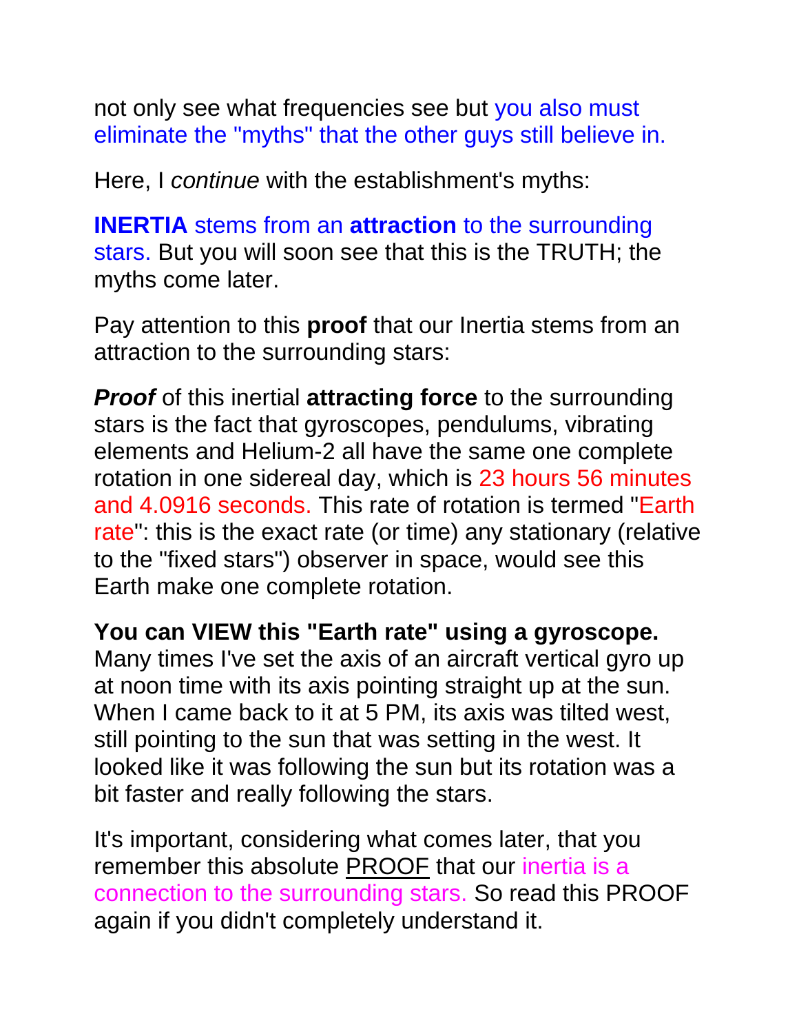not only see what frequencies see but you also must eliminate the "myths" that the other guys still believe in.

Here, I *continue* with the establishment's myths:

**INERTIA** stems from an **attraction** to the surrounding stars. But you will soon see that this is the TRUTH; the myths come later.

Pay attention to this **proof** that our Inertia stems from an attraction to the surrounding stars:

***Proof*** of this inertial **attracting force** to the surrounding stars is the fact that gyroscopes, pendulums, vibrating elements and Helium-2 all have the same one complete rotation in one sidereal day, which is 23 hours 56 minutes and 4.0916 seconds. This rate of rotation is termed "Earth rate": this is the exact rate (or time) any stationary (relative to the "fixed stars") observer in space, would see this Earth make one complete rotation.

**You can VIEW this "Earth rate" using a gyroscope.** Many times I've set the axis of an aircraft vertical gyro up at noon time with its axis pointing straight up at the sun. When I came back to it at 5 PM, its axis was tilted west, still pointing to the sun that was setting in the west. It looked like it was following the sun but its rotation was a bit faster and really following the stars.

It's important, considering what comes later, that you remember this absolute PROOF that our inertia is a connection to the surrounding stars. So read this PROOF again if you didn't completely understand it.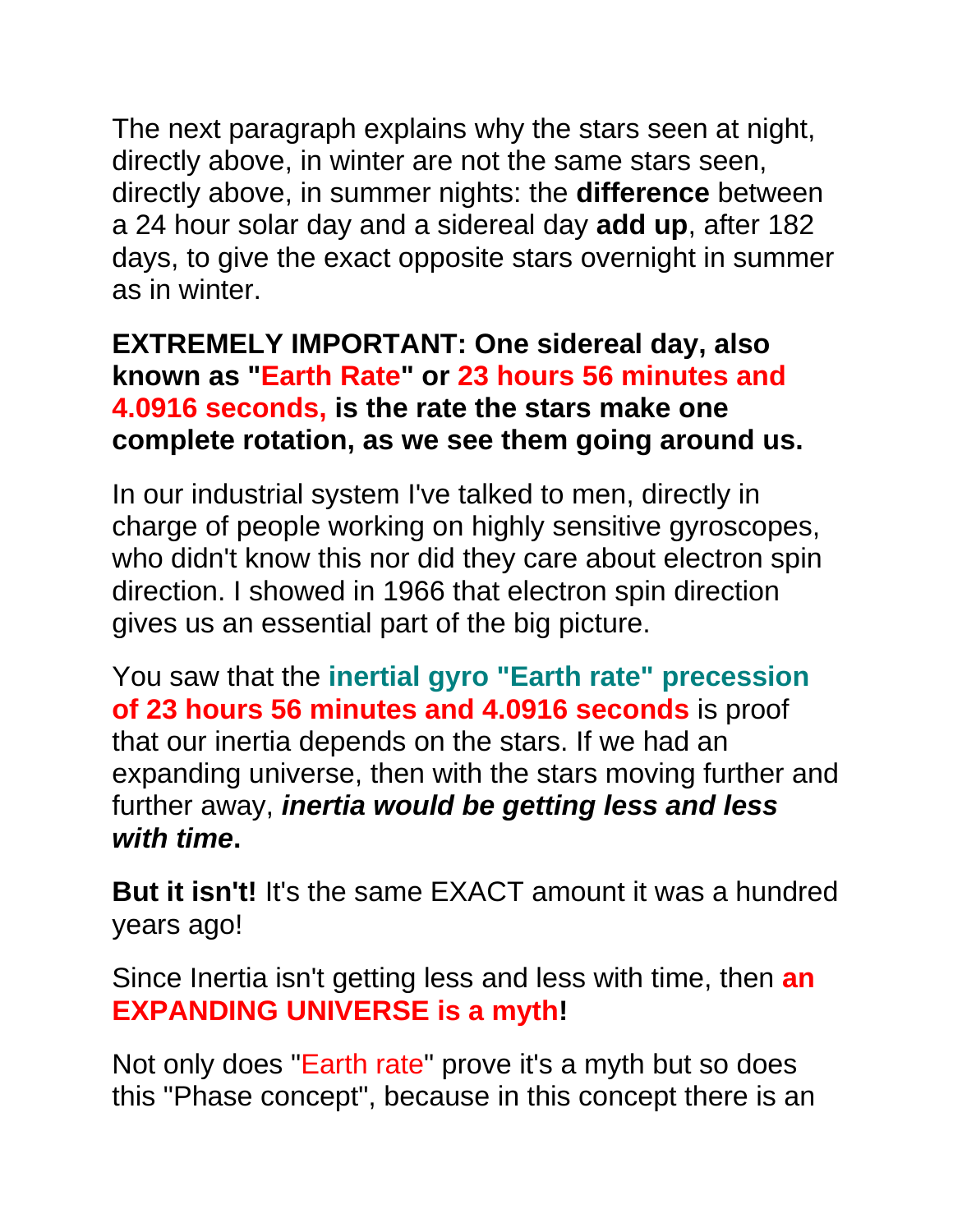The next paragraph explains why the stars seen at night, directly above, in winter are not the same stars seen, directly above, in summer nights: the **difference** between a 24 hour solar day and a sidereal day **add up**, after 182 days, to give the exact opposite stars overnight in summer as in winter.

**EXTREMELY IMPORTANT: One sidereal day, also known as "Earth Rate" or 23 hours 56 minutes and 4.0916 seconds, is the rate the stars make one complete rotation, as we see them going around us.**

In our industrial system I've talked to men, directly in charge of people working on highly sensitive gyroscopes, who didn't know this nor did they care about electron spin direction. I showed in 1966 that electron spin direction gives us an essential part of the big picture.

You saw that the **inertial gyro "Earth rate" precession of 23 hours 56 minutes and 4.0916 seconds** is proof that our inertia depends on the stars. If we had an expanding universe, then with the stars moving further and further away, ***inertia would be getting less and less with time*****.**

**But it isn't!** It's the same EXACT amount it was a hundred years ago!

Since Inertia isn't getting less and less with time, then **an EXPANDING UNIVERSE is a myth!**

Not only does "Earth rate" prove it's a myth but so does this "Phase concept", because in this concept there is an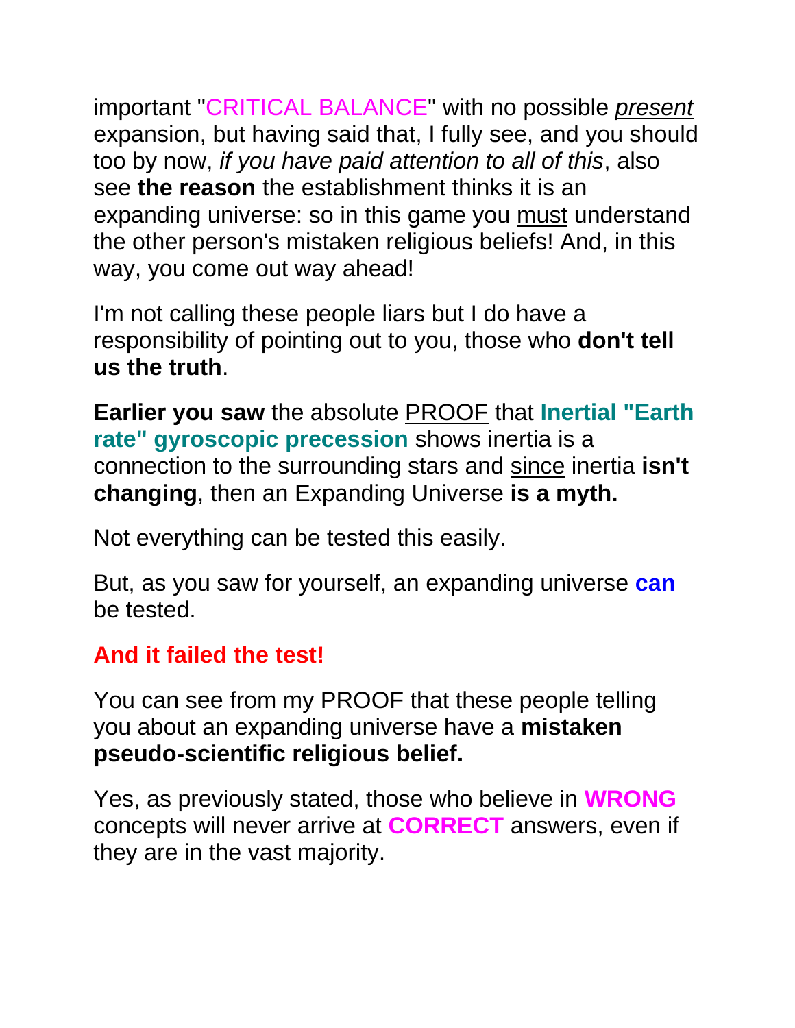important "CRITICAL BALANCE" with no possible *present* expansion, but having said that, I fully see, and you should too by now, *if you have paid attention to all of this*, also see **the reason** the establishment thinks it is an expanding universe: so in this game you must understand the other person's mistaken religious beliefs! And, in this way, you come out way ahead!

I'm not calling these people liars but I do have a responsibility of pointing out to you, those who **don't tell us the truth**.

**Earlier you saw** the absolute PROOF that **Inertial "Earth rate" gyroscopic precession** shows inertia is a connection to the surrounding stars and since inertia **isn't changing**, then an Expanding Universe **is a myth.**

Not everything can be tested this easily.

But, as you saw for yourself, an expanding universe **can** be tested.

**And it failed the test!**

You can see from my PROOF that these people telling you about an expanding universe have a **mistaken pseudo-scientific religious belief.**

Yes, as previously stated, those who believe in **WRONG** concepts will never arrive at **CORRECT** answers, even if they are in the vast majority.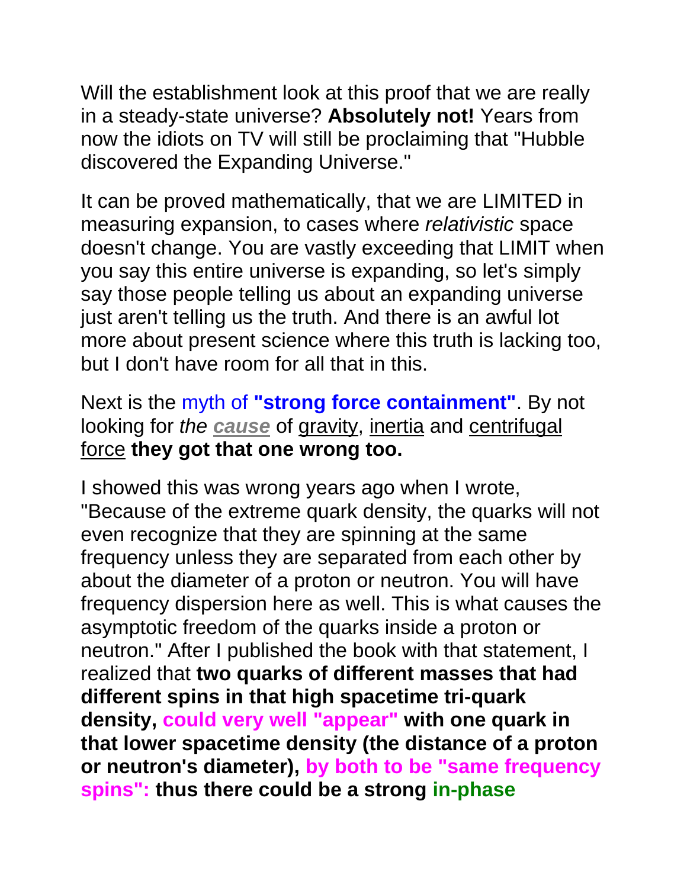Will the establishment look at this proof that we are really in a steady-state universe? **Absolutely not!** Years from now the idiots on TV will still be proclaiming that "Hubble discovered the Expanding Universe."

It can be proved mathematically, that we are LIMITED in measuring expansion, to cases where *relativistic* space doesn't change. You are vastly exceeding that LIMIT when you say this entire universe is expanding, so let's simply say those people telling us about an expanding universe just aren't telling us the truth. And there is an awful lot more about present science where this truth is lacking too, but I don't have room for all that in this.

Next is the myth of **"strong force containment"**. By not looking for *the* ***cause*** of gravity, inertia and centrifugal force **they got that one wrong too.**

I showed this was wrong years ago when I wrote, "Because of the extreme quark density, the quarks will not even recognize that they are spinning at the same frequency unless they are separated from each other by about the diameter of a proton or neutron. You will have frequency dispersion here as well. This is what causes the asymptotic freedom of the quarks inside a proton or neutron." After I published the book with that statement, I realized that **two quarks of different masses that had different spins in that high spacetime tri-quark density, could very well "appear" with one quark in that lower spacetime density (the distance of a proton or neutron's diameter), by both to be "same frequency spins": thus there could be a strong in-phase**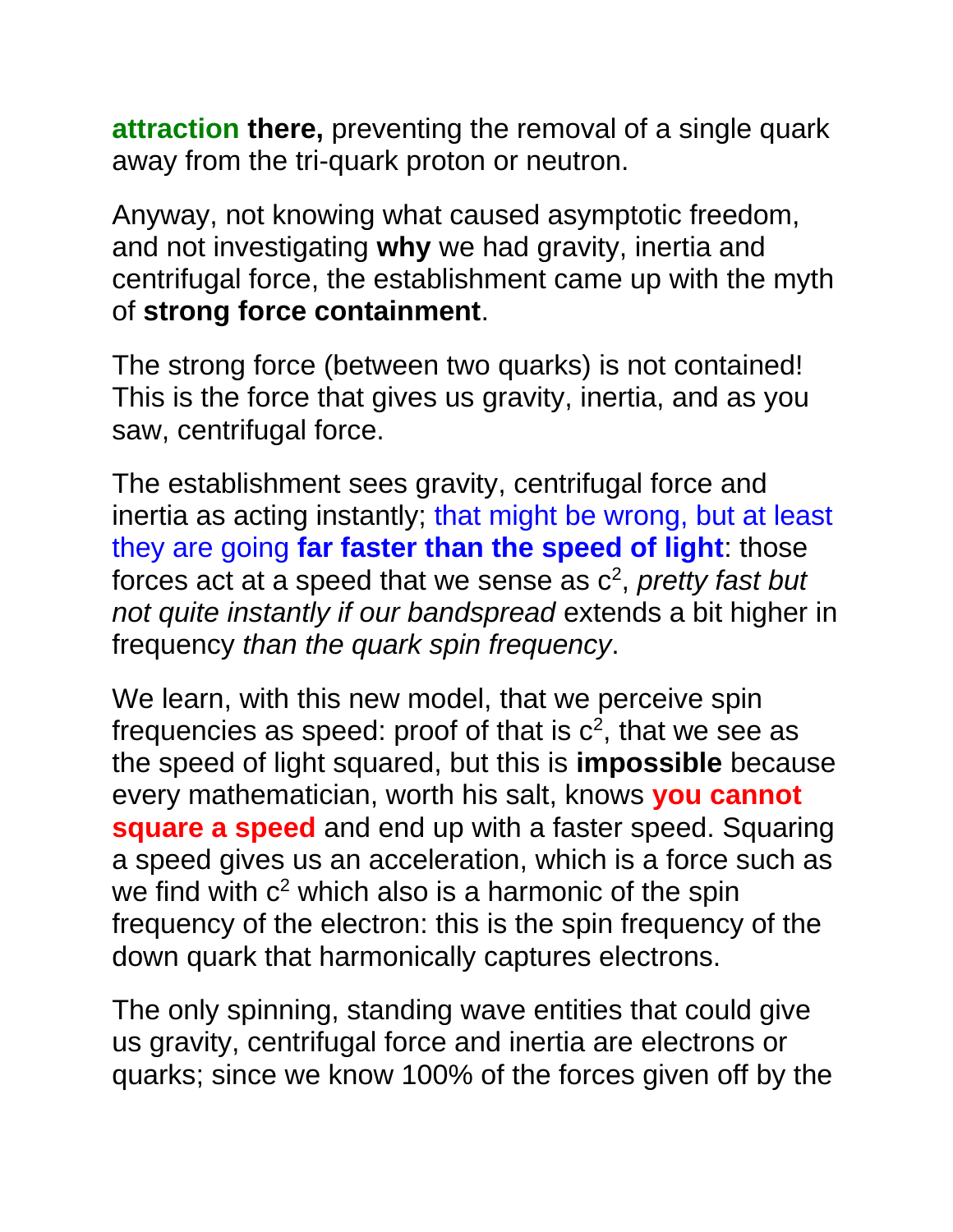**attraction there,** preventing the removal of a single quark away from the tri-quark proton or neutron.

Anyway, not knowing what caused asymptotic freedom, and not investigating **why** we had gravity, inertia and centrifugal force, the establishment came up with the myth of **strong force containment**.

The strong force (between two quarks) is not contained! This is the force that gives us gravity, inertia, and as you saw, centrifugal force.

The establishment sees gravity, centrifugal force and inertia as acting instantly; that might be wrong, but at least they are going **far faster than the speed of light**: those forces act at a speed that we sense as $c^2$, *pretty fast but not quite instantly if our bandspread* extends a bit higher in frequency *than the quark spin frequency*.

We learn, with this new model, that we perceive spin frequencies as speed: proof of that is $c^2$, that we see as the speed of light squared, but this is **impossible** because every mathematician, worth his salt, knows **you cannot square a speed** and end up with a faster speed. Squaring a speed gives us an acceleration, which is a force such as we find with $c^2$ which also is a harmonic of the spin frequency of the electron: this is the spin frequency of the down quark that harmonically captures electrons.

The only spinning, standing wave entities that could give us gravity, centrifugal force and inertia are electrons or quarks; since we know 100% of the forces given off by the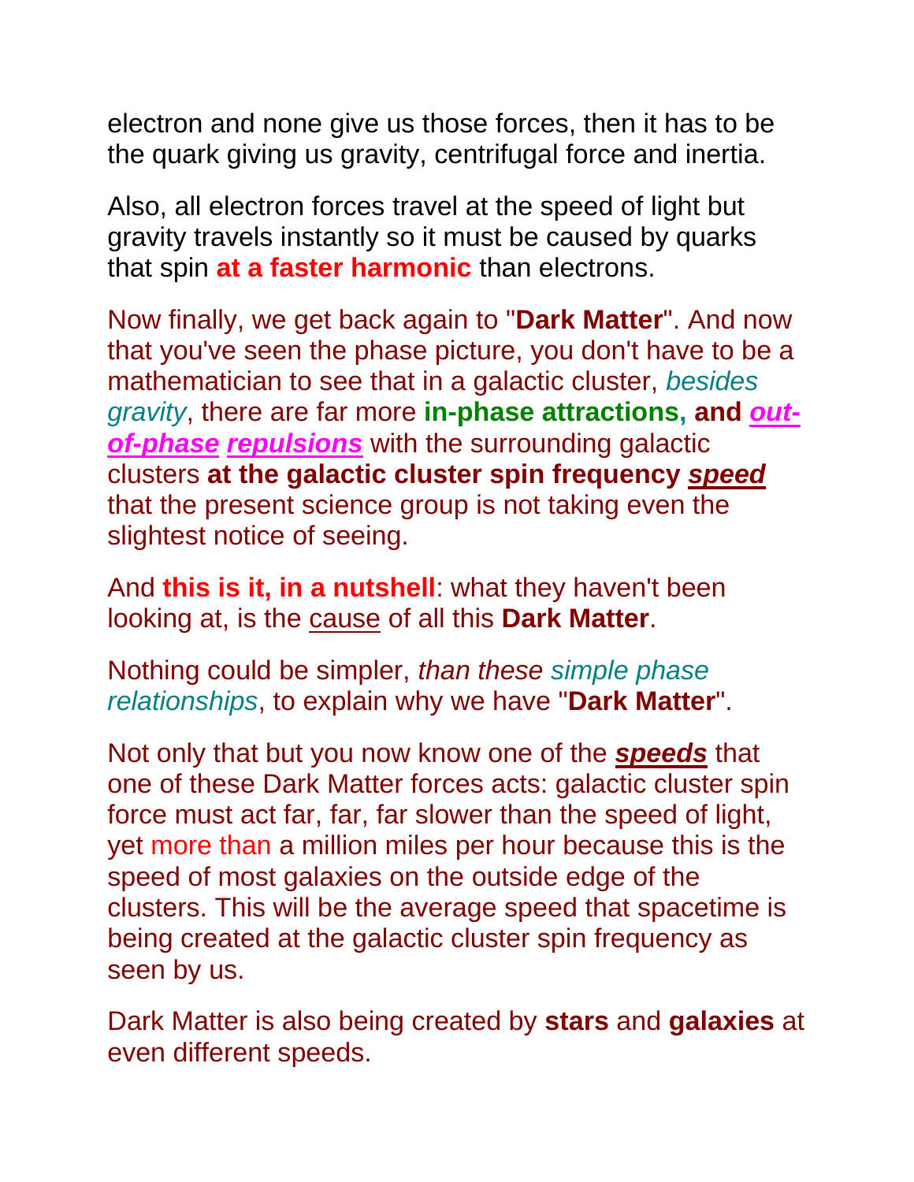electron and none give us those forces, then it has to be the quark giving us gravity, centrifugal force and inertia.

Also, all electron forces travel at the speed of light but gravity travels instantly so it must be caused by quarks that spin **at a faster harmonic** than electrons.

Now finally, we get back again to "**Dark Matter**". And now that you've seen the phase picture, you don't have to be a mathematician to see that in a galactic cluster, *besides gravity*, there are far more **in-phase attractions, and** ***out-of-phase*** ***repulsions*** with the surrounding galactic clusters **at the galactic cluster spin frequency** ***speed*** that the present science group is not taking even the slightest notice of seeing.

And **this is it, in a nutshell**: what they haven't been looking at, is the cause of all this **Dark Matter**.

Nothing could be simpler, *than these simple phase relationships*, to explain why we have "**Dark Matter**".

Not only that but you now know one of the ***speeds*** that one of these Dark Matter forces acts: galactic cluster spin force must act far, far, far slower than the speed of light, yet more than a million miles per hour because this is the speed of most galaxies on the outside edge of the clusters. This will be the average speed that spacetime is being created at the galactic cluster spin frequency as seen by us.

Dark Matter is also being created by **stars** and **galaxies** at even different speeds.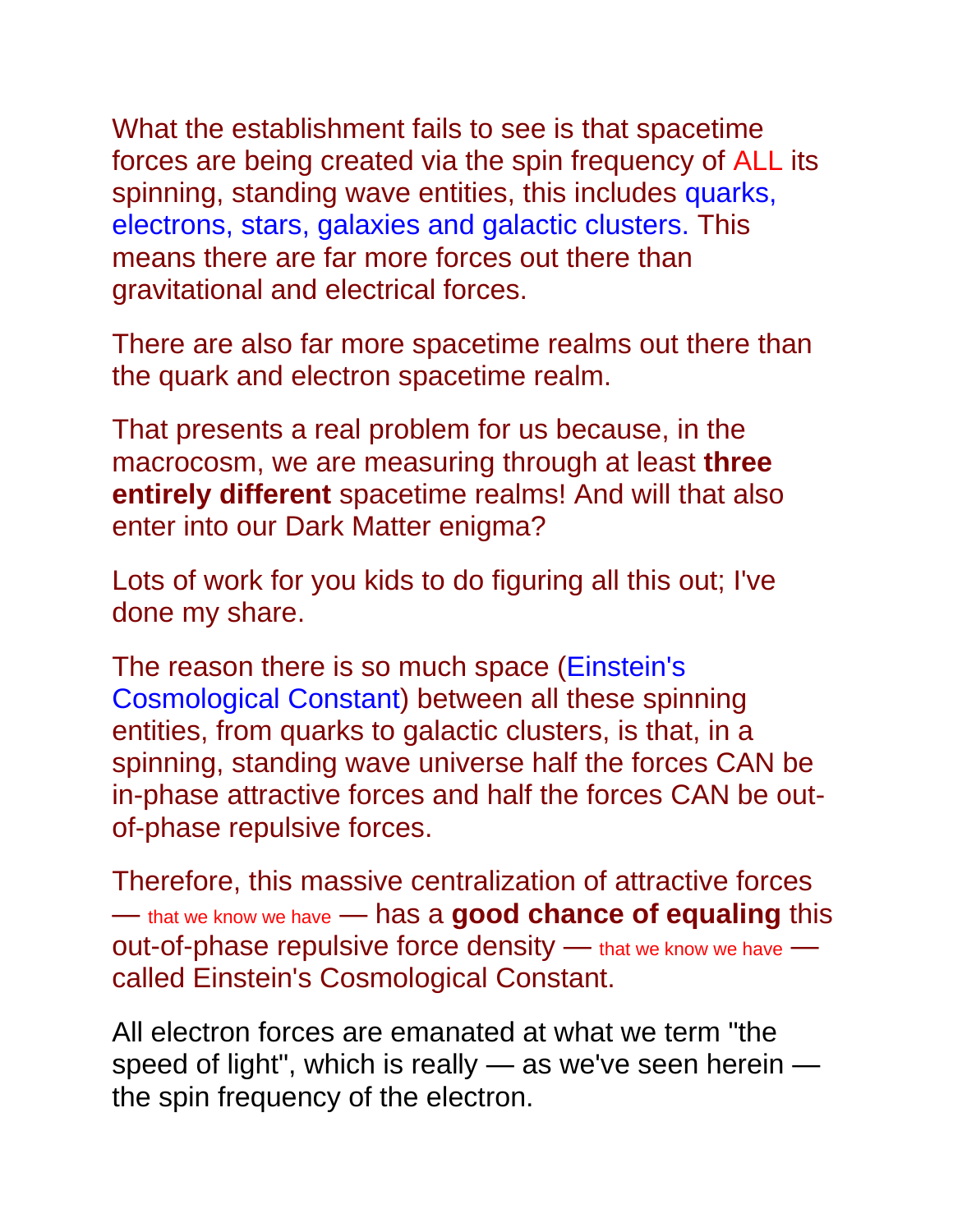What the establishment fails to see is that spacetime forces are being created via the spin frequency of ALL its spinning, standing wave entities, this includes quarks, electrons, stars, galaxies and galactic clusters. This means there are far more forces out there than gravitational and electrical forces.

There are also far more spacetime realms out there than the quark and electron spacetime realm.

That presents a real problem for us because, in the macrocosm, we are measuring through at least **three entirely different** spacetime realms! And will that also enter into our Dark Matter enigma?

Lots of work for you kids to do figuring all this out; I've done my share.

The reason there is so much space (Einstein's Cosmological Constant) between all these spinning entities, from quarks to galactic clusters, is that, in a spinning, standing wave universe half the forces CAN be in-phase attractive forces and half the forces CAN be out-of-phase repulsive forces.

Therefore, this massive centralization of attractive forces — that we know we have — has a **good chance of equaling** this out-of-phase repulsive force density — that we know we have — called Einstein's Cosmological Constant.

All electron forces are emanated at what we term "the speed of light", which is really — as we've seen herein — the spin frequency of the electron.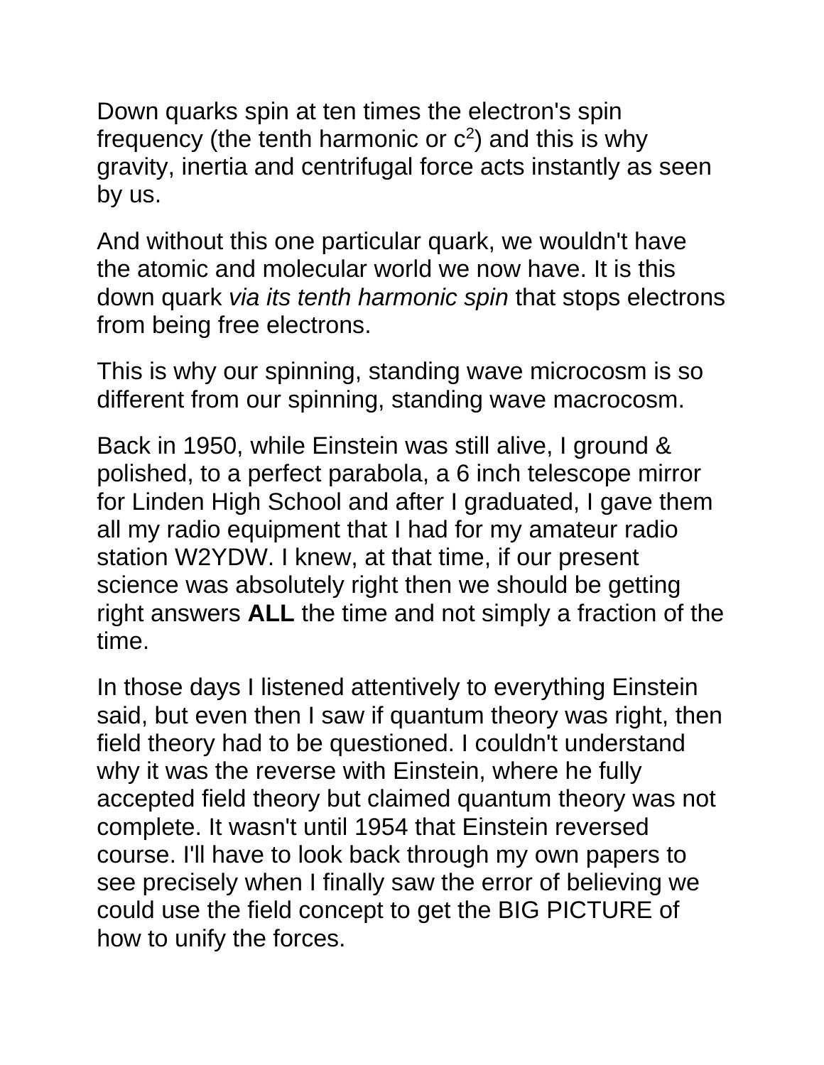Down quarks spin at ten times the electron's spin frequency (the tenth harmonic or $c^2$) and this is why gravity, inertia and centrifugal force acts instantly as seen by us.

And without this one particular quark, we wouldn't have the atomic and molecular world we now have. It is this down quark *via its tenth harmonic spin* that stops electrons from being free electrons.

This is why our spinning, standing wave microcosm is so different from our spinning, standing wave macrocosm.

Back in 1950, while Einstein was still alive, I ground & polished, to a perfect parabola, a 6 inch telescope mirror for Linden High School and after I graduated, I gave them all my radio equipment that I had for my amateur radio station W2YDW. I knew, at that time, if our present science was absolutely right then we should be getting right answers **ALL** the time and not simply a fraction of the time.

In those days I listened attentively to everything Einstein said, but even then I saw if quantum theory was right, then field theory had to be questioned. I couldn't understand why it was the reverse with Einstein, where he fully accepted field theory but claimed quantum theory was not complete. It wasn't until 1954 that Einstein reversed course. I'll have to look back through my own papers to see precisely when I finally saw the error of believing we could use the field concept to get the BIG PICTURE of how to unify the forces.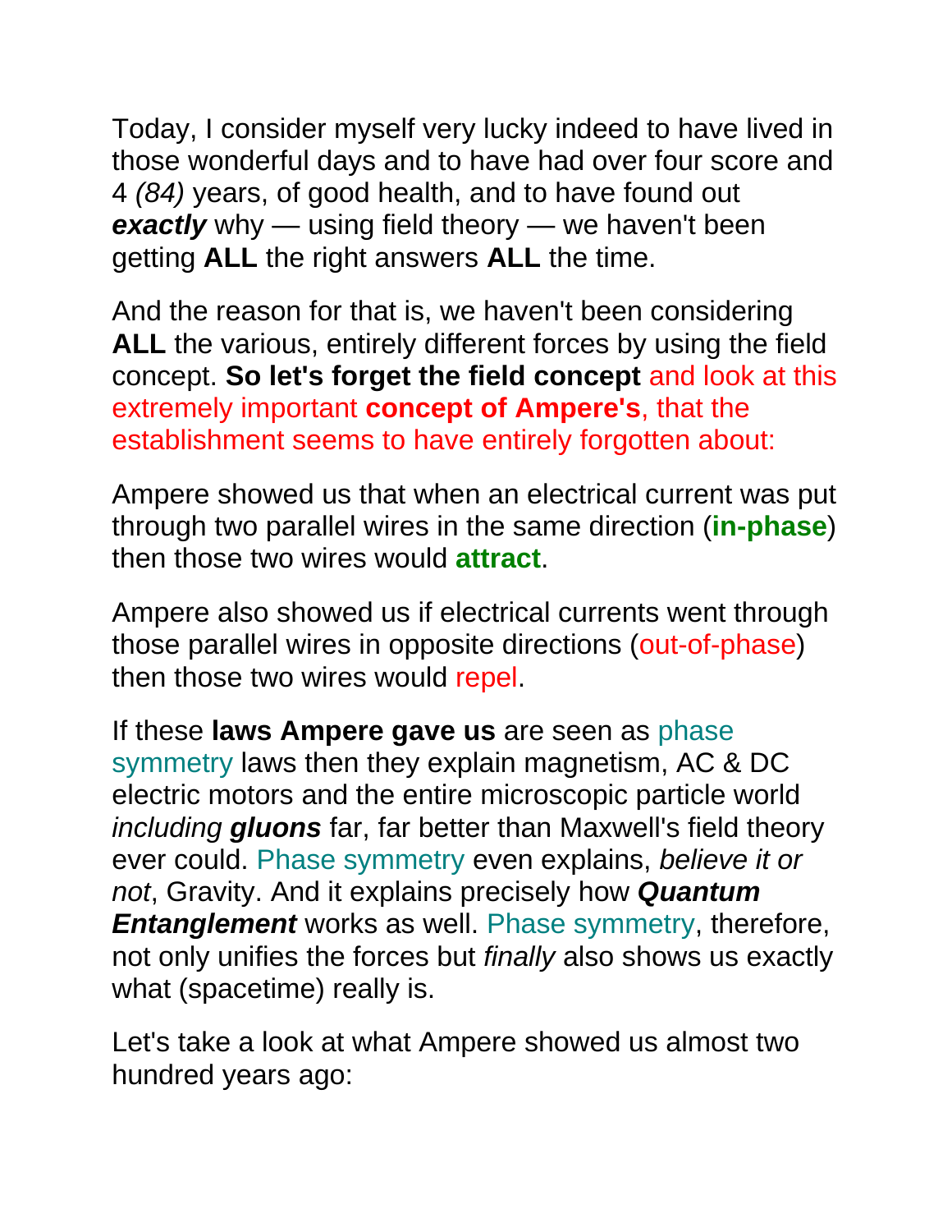Today, I consider myself very lucky indeed to have lived in those wonderful days and to have had over four score and 4 *(84)* years, of good health, and to have found out ***exactly*** why — using field theory — we haven't been getting **ALL** the right answers **ALL** the time.

And the reason for that is, we haven't been considering **ALL** the various, entirely different forces by using the field concept. **So let's forget the field concept** and look at this extremely important **concept of Ampere's**, that the establishment seems to have entirely forgotten about:

Ampere showed us that when an electrical current was put through two parallel wires in the same direction (**in-phase**) then those two wires would **attract**.

Ampere also showed us if electrical currents went through those parallel wires in opposite directions (out-of-phase) then those two wires would repel.

If these **laws Ampere gave us** are seen as phase symmetry laws then they explain magnetism, AC & DC electric motors and the entire microscopic particle world *including* ***gluons*** far, far better than Maxwell's field theory ever could. Phase symmetry even explains, *believe it or not*, Gravity. And it explains precisely how ***Quantum Entanglement*** works as well. Phase symmetry, therefore, not only unifies the forces but *finally* also shows us exactly what (spacetime) really is.

Let's take a look at what Ampere showed us almost two hundred years ago: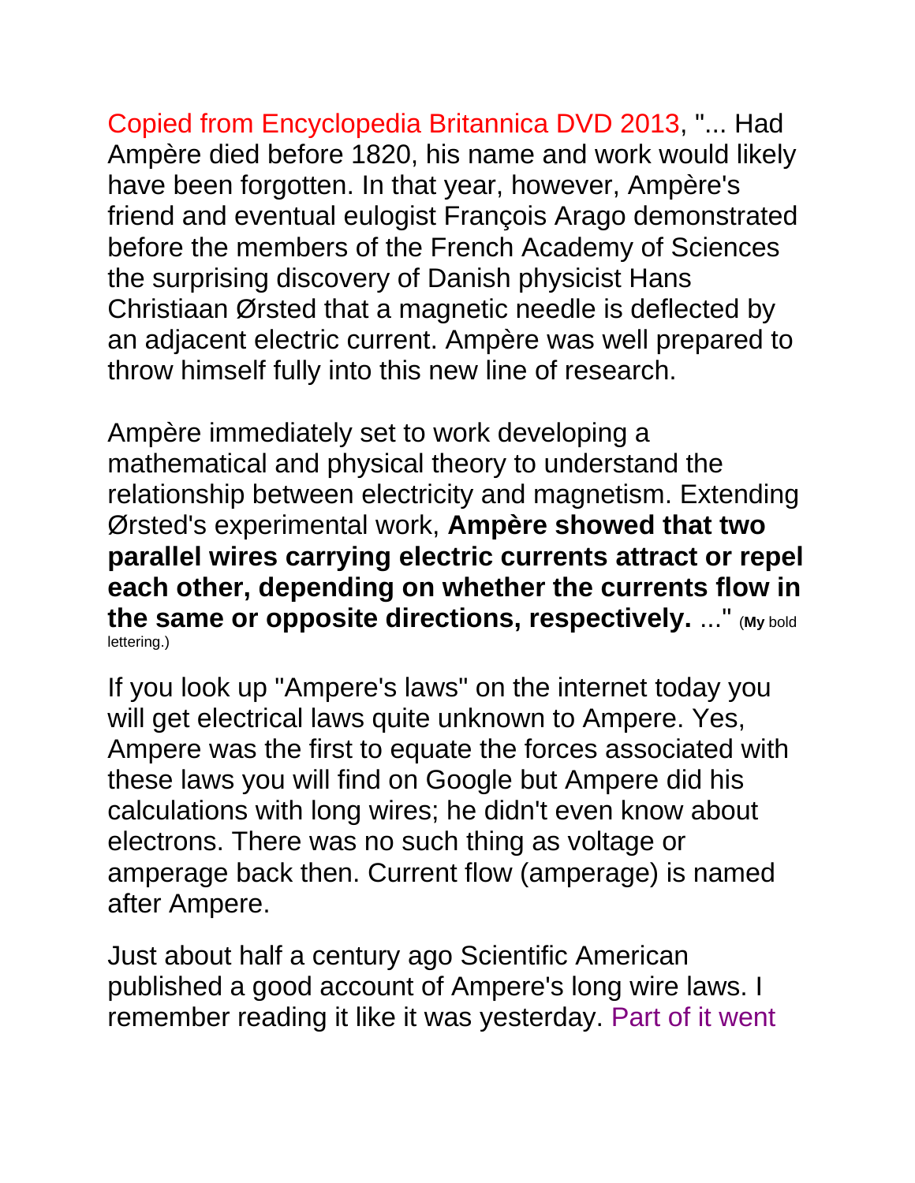Copied from Encyclopedia Britannica DVD 2013, "... Had Ampère died before 1820, his name and work would likely have been forgotten. In that year, however, Ampère's friend and eventual eulogist François Arago demonstrated before the members of the French Academy of Sciences the surprising discovery of Danish physicist Hans Christiaan Ørsted that a magnetic needle is deflected by an adjacent electric current. Ampère was well prepared to throw himself fully into this new line of research.

Ampère immediately set to work developing a mathematical and physical theory to understand the relationship between electricity and magnetism. Extending Ørsted's experimental work, **Ampère showed that two parallel wires carrying electric currents attract or repel each other, depending on whether the currents flow in the same or opposite directions, respectively.** ..." (**My** bold lettering.)

If you look up "Ampere's laws" on the internet today you will get electrical laws quite unknown to Ampere. Yes, Ampere was the first to equate the forces associated with these laws you will find on Google but Ampere did his calculations with long wires; he didn't even know about electrons. There was no such thing as voltage or amperage back then. Current flow (amperage) is named after Ampere.

Just about half a century ago Scientific American published a good account of Ampere's long wire laws. I remember reading it like it was yesterday. Part of it went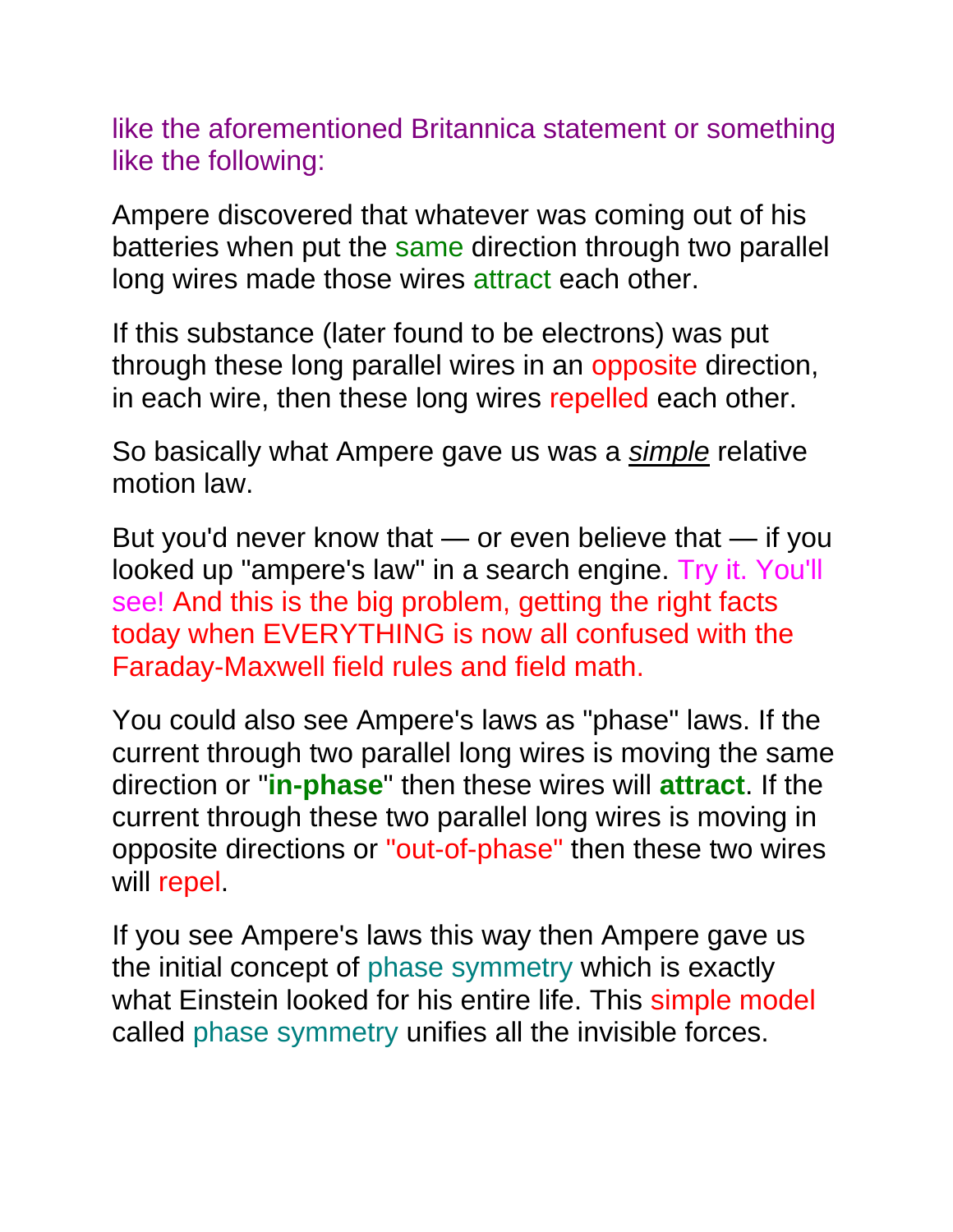like the aforementioned Britannica statement or something like the following:

Ampere discovered that whatever was coming out of his batteries when put the same direction through two parallel long wires made those wires attract each other.

If this substance (later found to be electrons) was put through these long parallel wires in an opposite direction, in each wire, then these long wires repelled each other.

So basically what Ampere gave us was a ***simple*** relative motion law.

But you'd never know that — or even believe that — if you looked up "ampere's law" in a search engine. Try it. You'll see! And this is the big problem, getting the right facts today when EVERYTHING is now all confused with the Faraday-Maxwell field rules and field math.

You could also see Ampere's laws as "phase" laws. If the current through two parallel long wires is moving the same direction or "**in-phase**" then these wires will **attract**. If the current through these two parallel long wires is moving in opposite directions or "out-of-phase" then these two wires will repel.

If you see Ampere's laws this way then Ampere gave us the initial concept of phase symmetry which is exactly what Einstein looked for his entire life. This simple model called phase symmetry unifies all the invisible forces.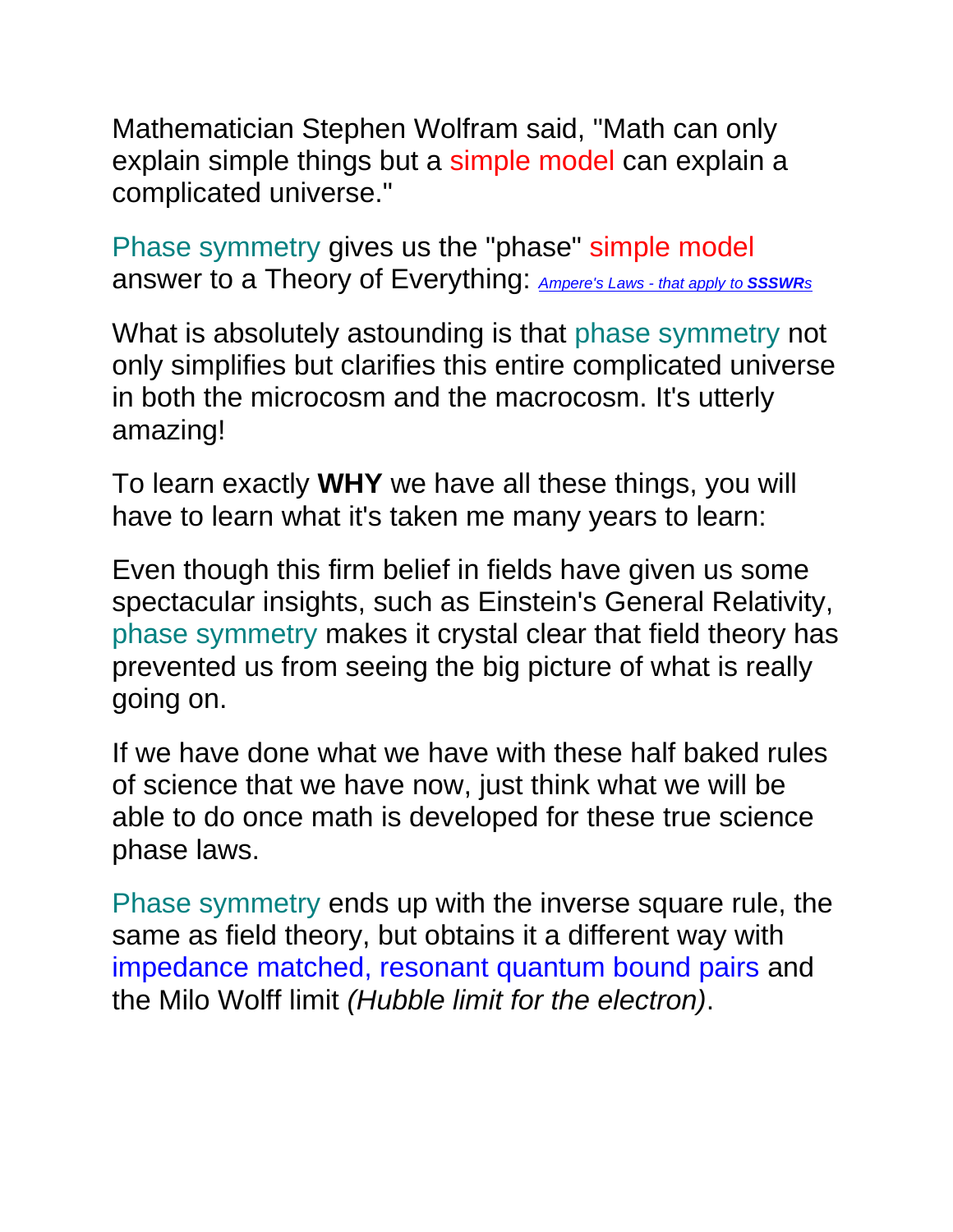Mathematician Stephen Wolfram said, "Math can only explain simple things but a simple model can explain a complicated universe."

Phase symmetry gives us the "phase" simple model answer to a Theory of Everything: *Ampere's Laws - that apply to **SSSWR**s*

What is absolutely astounding is that phase symmetry not only simplifies but clarifies this entire complicated universe in both the microcosm and the macrocosm. It's utterly amazing!

To learn exactly **WHY** we have all these things, you will have to learn what it's taken me many years to learn:

Even though this firm belief in fields have given us some spectacular insights, such as Einstein's General Relativity, phase symmetry makes it crystal clear that field theory has prevented us from seeing the big picture of what is really going on.

If we have done what we have with these half baked rules of science that we have now, just think what we will be able to do once math is developed for these true science phase laws.

Phase symmetry ends up with the inverse square rule, the same as field theory, but obtains it a different way with impedance matched, resonant quantum bound pairs and the Milo Wolff limit *(Hubble limit for the electron)*.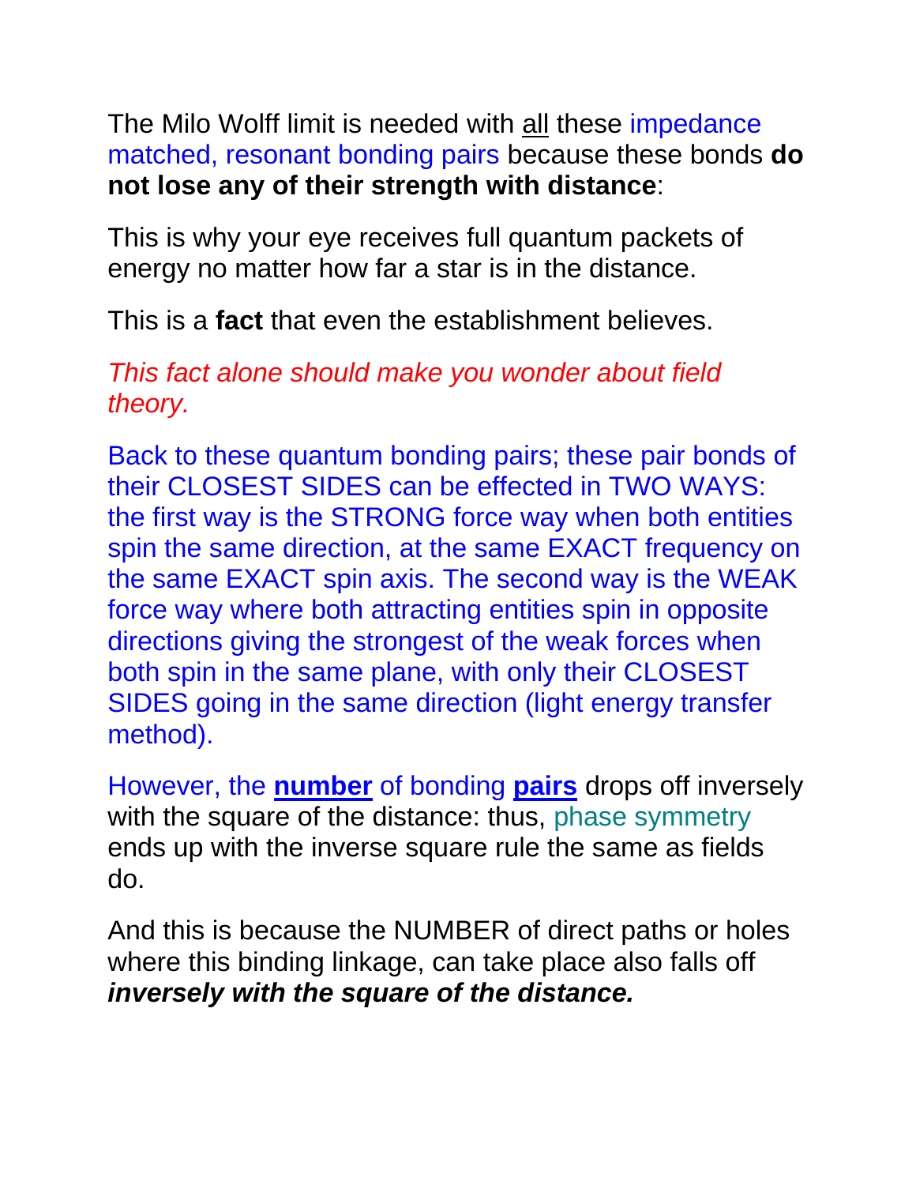The Milo Wolff limit is needed with all these impedance matched, resonant bonding pairs because these bonds **do not lose any of their strength with distance**:

This is why your eye receives full quantum packets of energy no matter how far a star is in the distance.

This is a **fact** that even the establishment believes.

*This fact alone should make you wonder about field theory.*

Back to these quantum bonding pairs; these pair bonds of their CLOSEST SIDES can be effected in TWO WAYS: the first way is the STRONG force way when both entities spin the same direction, at the same EXACT frequency on the same EXACT spin axis. The second way is the WEAK force way where both attracting entities spin in opposite directions giving the strongest of the weak forces when both spin in the same plane, with only their CLOSEST SIDES going in the same direction (light energy transfer method).

However, the **number** of bonding **pairs** drops off inversely with the square of the distance: thus, phase symmetry ends up with the inverse square rule the same as fields do.

And this is because the NUMBER of direct paths or holes where this binding linkage, can take place also falls off ***inversely with the square of the distance.***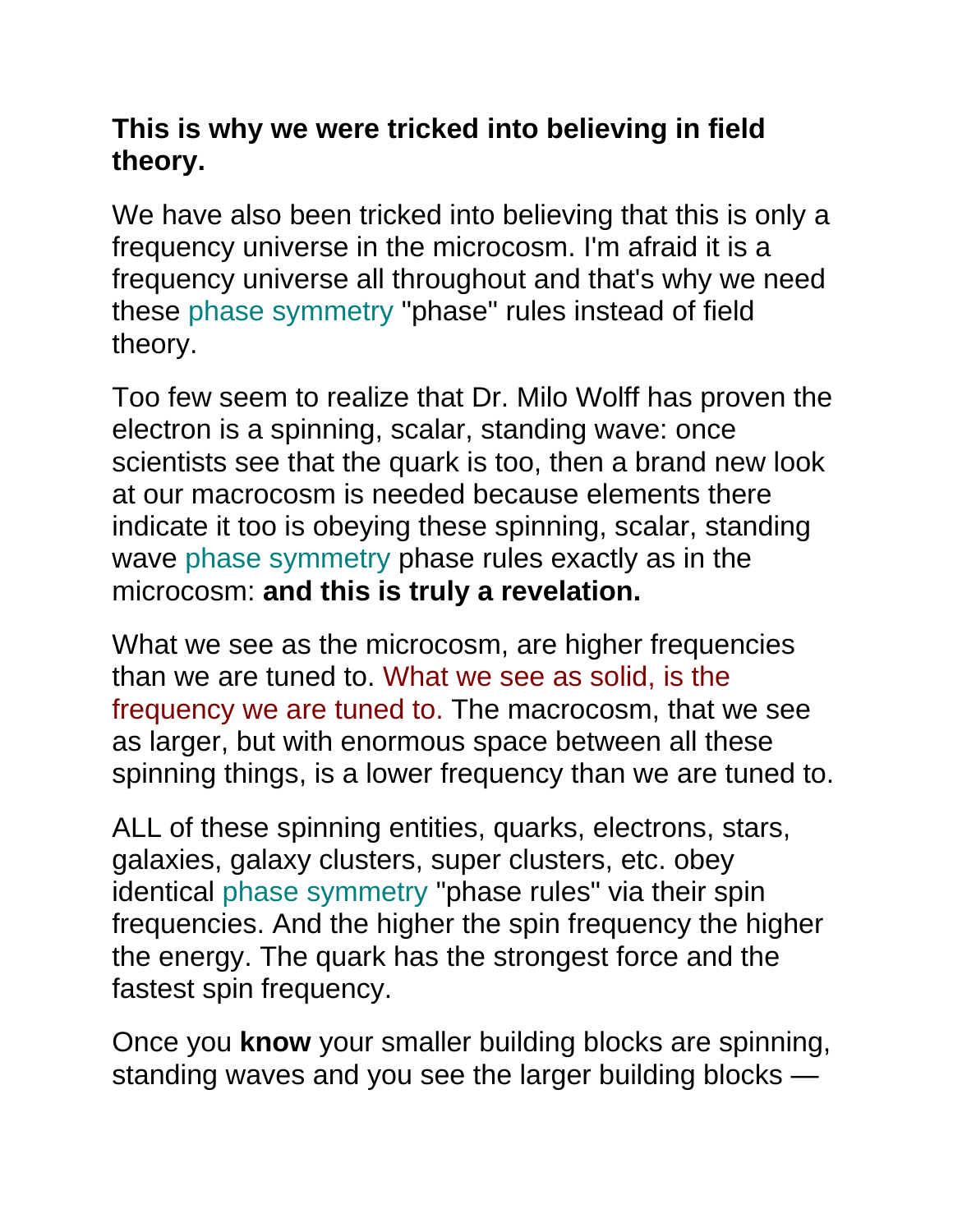**This is why we were tricked into believing in field theory.**

We have also been tricked into believing that this is only a frequency universe in the microcosm. I'm afraid it is a frequency universe all throughout and that's why we need these phase symmetry "phase" rules instead of field theory.

Too few seem to realize that Dr. Milo Wolff has proven the electron is a spinning, scalar, standing wave: once scientists see that the quark is too, then a brand new look at our macrocosm is needed because elements there indicate it too is obeying these spinning, scalar, standing wave phase symmetry phase rules exactly as in the microcosm: **and this is truly a revelation.**

What we see as the microcosm, are higher frequencies than we are tuned to. What we see as solid, is the frequency we are tuned to. The macrocosm, that we see as larger, but with enormous space between all these spinning things, is a lower frequency than we are tuned to.

ALL of these spinning entities, quarks, electrons, stars, galaxies, galaxy clusters, super clusters, etc. obey identical phase symmetry "phase rules" via their spin frequencies. And the higher the spin frequency the higher the energy. The quark has the strongest force and the fastest spin frequency.

Once you **know** your smaller building blocks are spinning, standing waves and you see the larger building blocks —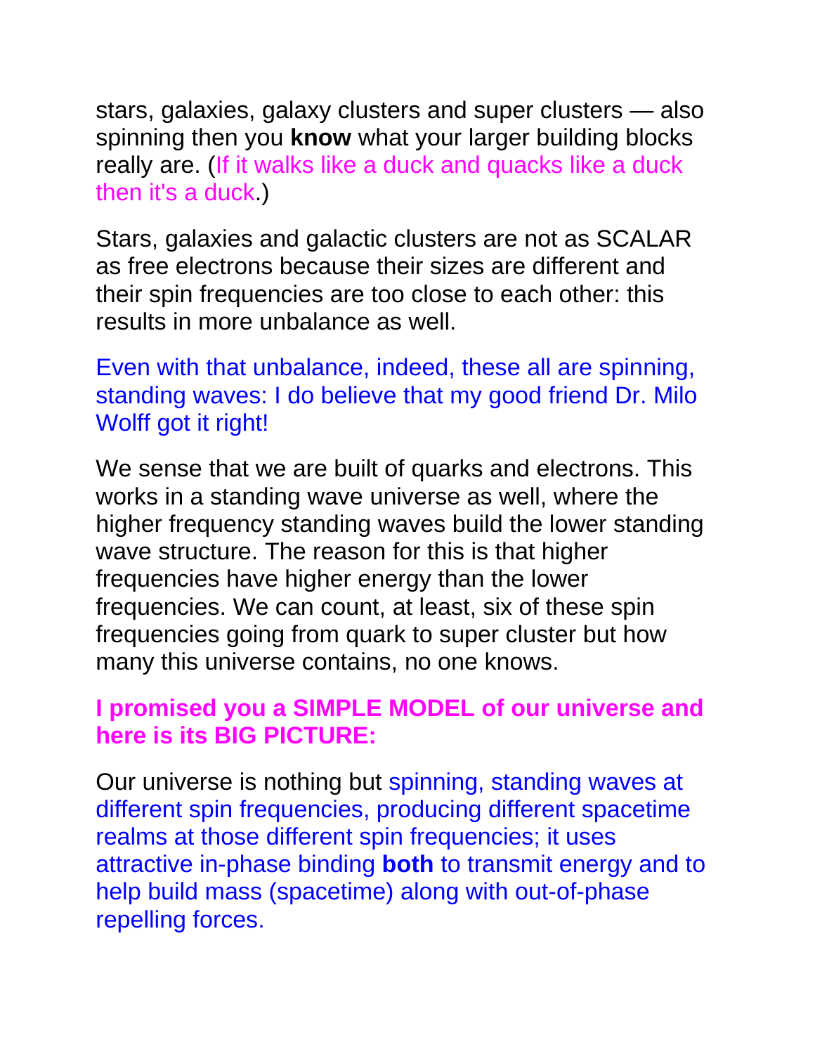stars, galaxies, galaxy clusters and super clusters — also spinning then you **know** what your larger building blocks really are. (If it walks like a duck and quacks like a duck then it's a duck.)

Stars, galaxies and galactic clusters are not as SCALAR as free electrons because their sizes are different and their spin frequencies are too close to each other: this results in more unbalance as well.

Even with that unbalance, indeed, these all are spinning, standing waves: I do believe that my good friend Dr. Milo Wolff got it right!

We sense that we are built of quarks and electrons. This works in a standing wave universe as well, where the higher frequency standing waves build the lower standing wave structure. The reason for this is that higher frequencies have higher energy than the lower frequencies. We can count, at least, six of these spin frequencies going from quark to super cluster but how many this universe contains, no one knows.

**I promised you a SIMPLE MODEL of our universe and here is its BIG PICTURE:**

Our universe is nothing but spinning, standing waves at different spin frequencies, producing different spacetime realms at those different spin frequencies; it uses attractive in-phase binding **both** to transmit energy and to help build mass (spacetime) along with out-of-phase repelling forces.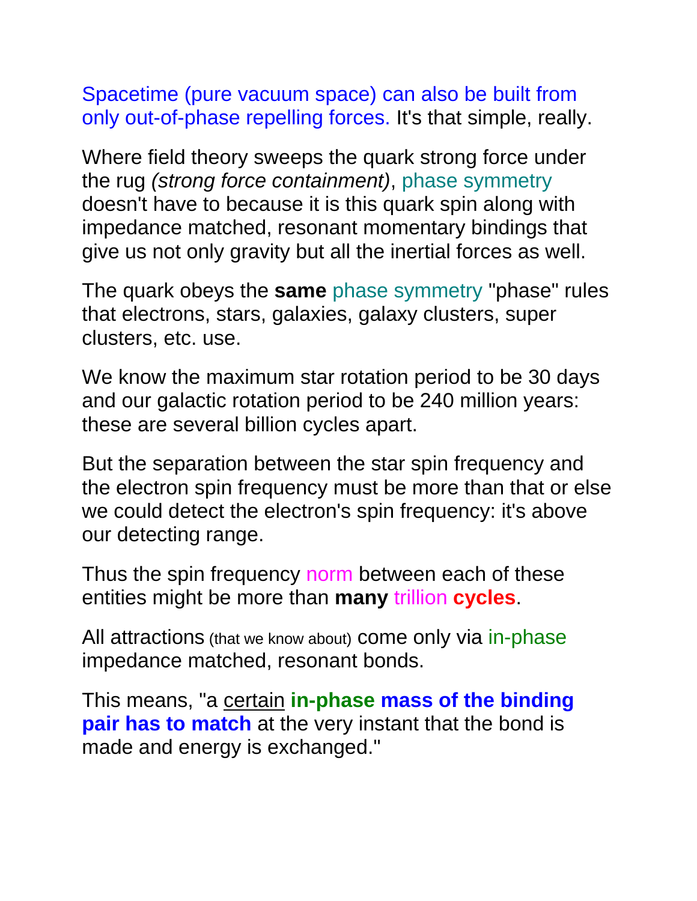Spacetime (pure vacuum space) can also be built from only out-of-phase repelling forces. It's that simple, really.

Where field theory sweeps the quark strong force under the rug *(strong force containment)*, phase symmetry doesn't have to because it is this quark spin along with impedance matched, resonant momentary bindings that give us not only gravity but all the inertial forces as well.

The quark obeys the **same** phase symmetry "phase" rules that electrons, stars, galaxies, galaxy clusters, super clusters, etc. use.

We know the maximum star rotation period to be 30 days and our galactic rotation period to be 240 million years: these are several billion cycles apart.

But the separation between the star spin frequency and the electron spin frequency must be more than that or else we could detect the electron's spin frequency: it's above our detecting range.

Thus the spin frequency norm between each of these entities might be more than **many** trillion **cycles**.

All attractions (that we know about) come only via in-phase impedance matched, resonant bonds.

This means, "a <u>certain</u> **in-phase mass of the binding pair has to match** at the very instant that the bond is made and energy is exchanged."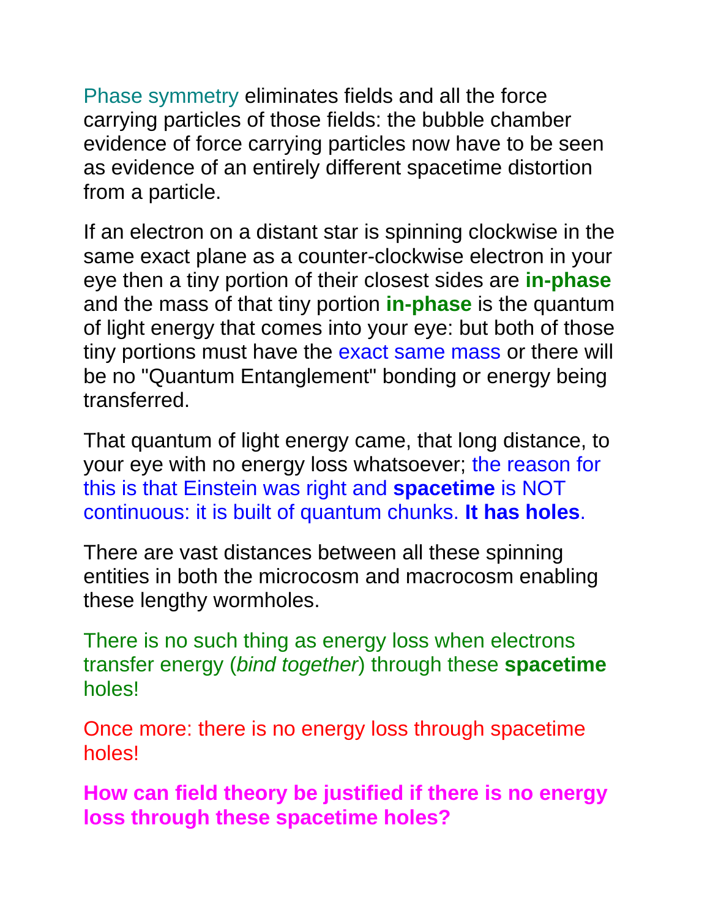Phase symmetry eliminates fields and all the force carrying particles of those fields: the bubble chamber evidence of force carrying particles now have to be seen as evidence of an entirely different spacetime distortion from a particle.

If an electron on a distant star is spinning clockwise in the same exact plane as a counter-clockwise electron in your eye then a tiny portion of their closest sides are **in-phase** and the mass of that tiny portion **in-phase** is the quantum of light energy that comes into your eye: but both of those tiny portions must have the exact same mass or there will be no "Quantum Entanglement" bonding or energy being transferred.

That quantum of light energy came, that long distance, to your eye with no energy loss whatsoever; the reason for this is that Einstein was right and **spacetime** is NOT continuous: it is built of quantum chunks. **It has holes**.

There are vast distances between all these spinning entities in both the microcosm and macrocosm enabling these lengthy wormholes.

There is no such thing as energy loss when electrons transfer energy (*bind together*) through these **spacetime** holes!

Once more: there is no energy loss through spacetime holes!

**How can field theory be justified if there is no energy loss through these spacetime holes?**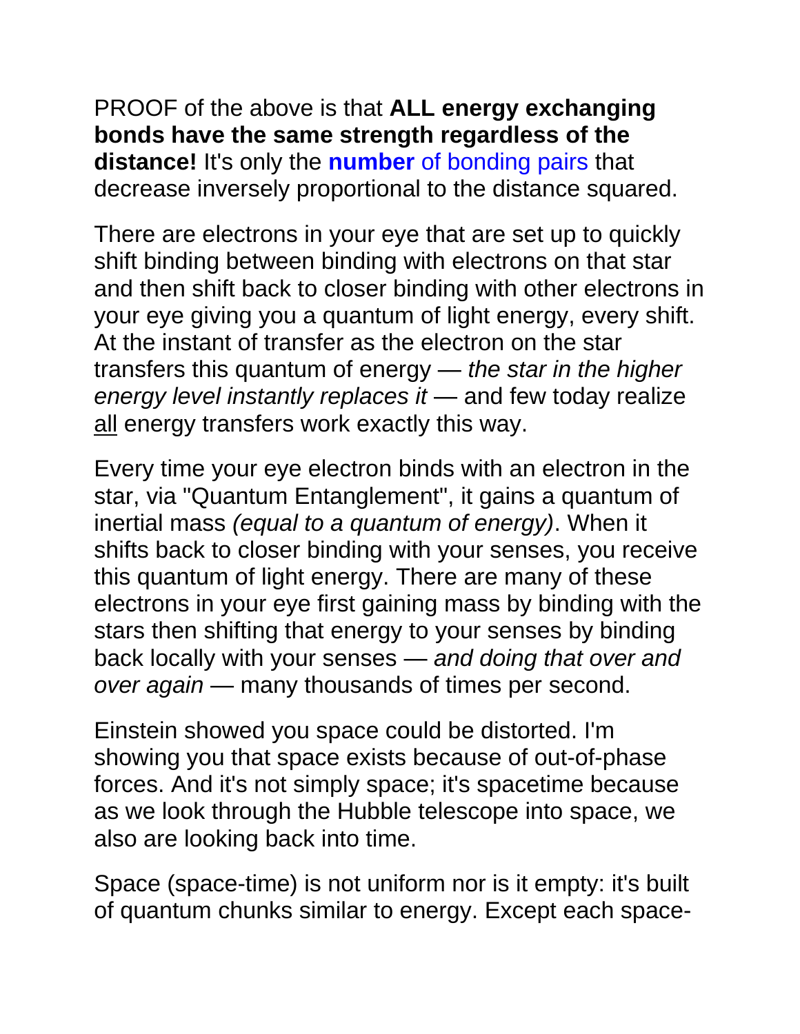PROOF of the above is that **ALL energy exchanging bonds have the same strength regardless of the distance!** It's only the **number** of bonding pairs that decrease inversely proportional to the distance squared.

There are electrons in your eye that are set up to quickly shift binding between binding with electrons on that star and then shift back to closer binding with other electrons in your eye giving you a quantum of light energy, every shift. At the instant of transfer as the electron on the star transfers this quantum of energy — *the star in the higher energy level instantly replaces it* — and few today realize <u>all</u> energy transfers work exactly this way.

Every time your eye electron binds with an electron in the star, via "Quantum Entanglement", it gains a quantum of inertial mass *(equal to a quantum of energy)*. When it shifts back to closer binding with your senses, you receive this quantum of light energy. There are many of these electrons in your eye first gaining mass by binding with the stars then shifting that energy to your senses by binding back locally with your senses — *and doing that over and over again* — many thousands of times per second.

Einstein showed you space could be distorted. I'm showing you that space exists because of out-of-phase forces. And it's not simply space; it's spacetime because as we look through the Hubble telescope into space, we also are looking back into time.

Space (space-time) is not uniform nor is it empty: it's built of quantum chunks similar to energy. Except each space-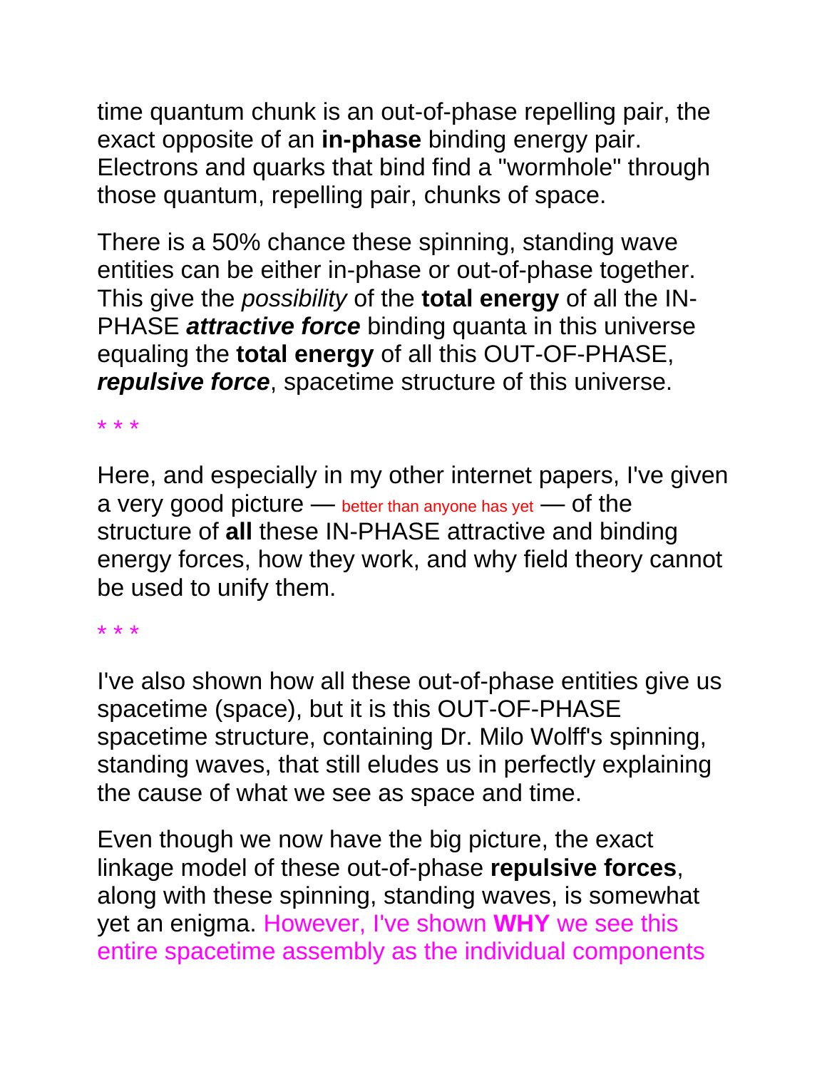time quantum chunk is an out-of-phase repelling pair, the exact opposite of an **in-phase** binding energy pair. Electrons and quarks that bind find a "wormhole" through those quantum, repelling pair, chunks of space.

There is a 50% chance these spinning, standing wave entities can be either in-phase or out-of-phase together. This give the *possibility* of the **total energy** of all the IN-PHASE ***attractive force*** binding quanta in this universe equaling the **total energy** of all this OUT-OF-PHASE, ***repulsive force***, spacetime structure of this universe.

* * *

Here, and especially in my other internet papers, I've given a very good picture — better than anyone has yet — of the structure of **all** these IN-PHASE attractive and binding energy forces, how they work, and why field theory cannot be used to unify them.

* * *

I've also shown how all these out-of-phase entities give us spacetime (space), but it is this OUT-OF-PHASE spacetime structure, containing Dr. Milo Wolff's spinning, standing waves, that still eludes us in perfectly explaining the cause of what we see as space and time.

Even though we now have the big picture, the exact linkage model of these out-of-phase **repulsive forces**, along with these spinning, standing waves, is somewhat yet an enigma. However, I've shown **WHY** we see this entire spacetime assembly as the individual components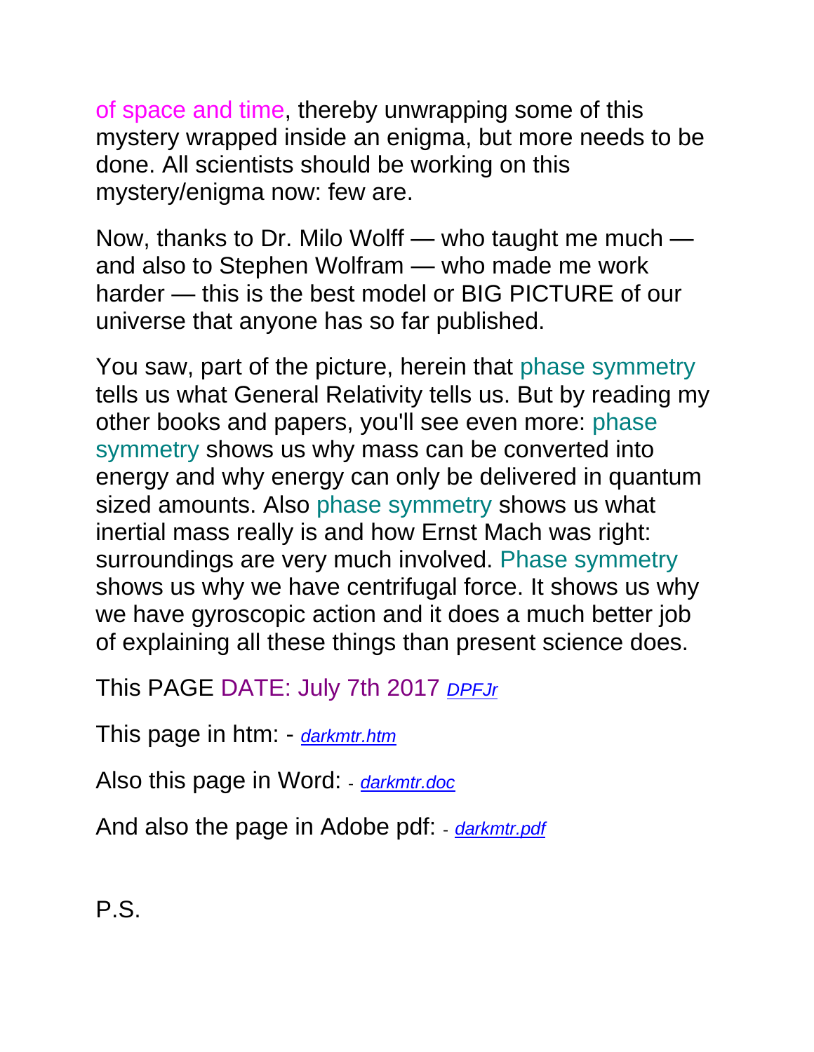of space and time, thereby unwrapping some of this mystery wrapped inside an enigma, but more needs to be done. All scientists should be working on this mystery/enigma now: few are.

Now, thanks to Dr. Milo Wolff — who taught me much — and also to Stephen Wolfram — who made me work harder — this is the best model or BIG PICTURE of our universe that anyone has so far published.

You saw, part of the picture, herein that phase symmetry tells us what General Relativity tells us. But by reading my other books and papers, you'll see even more: phase symmetry shows us why mass can be converted into energy and why energy can only be delivered in quantum sized amounts. Also phase symmetry shows us what inertial mass really is and how Ernst Mach was right: surroundings are very much involved. Phase symmetry shows us why we have centrifugal force. It shows us why we have gyroscopic action and it does a much better job of explaining all these things than present science does.

This PAGE DATE: July 7th 2017 *DPFJr*

This page in htm: - *darkmtr.htm*

Also this page in Word: - *darkmtr.doc*

And also the page in Adobe pdf: - *darkmtr.pdf*

P.S.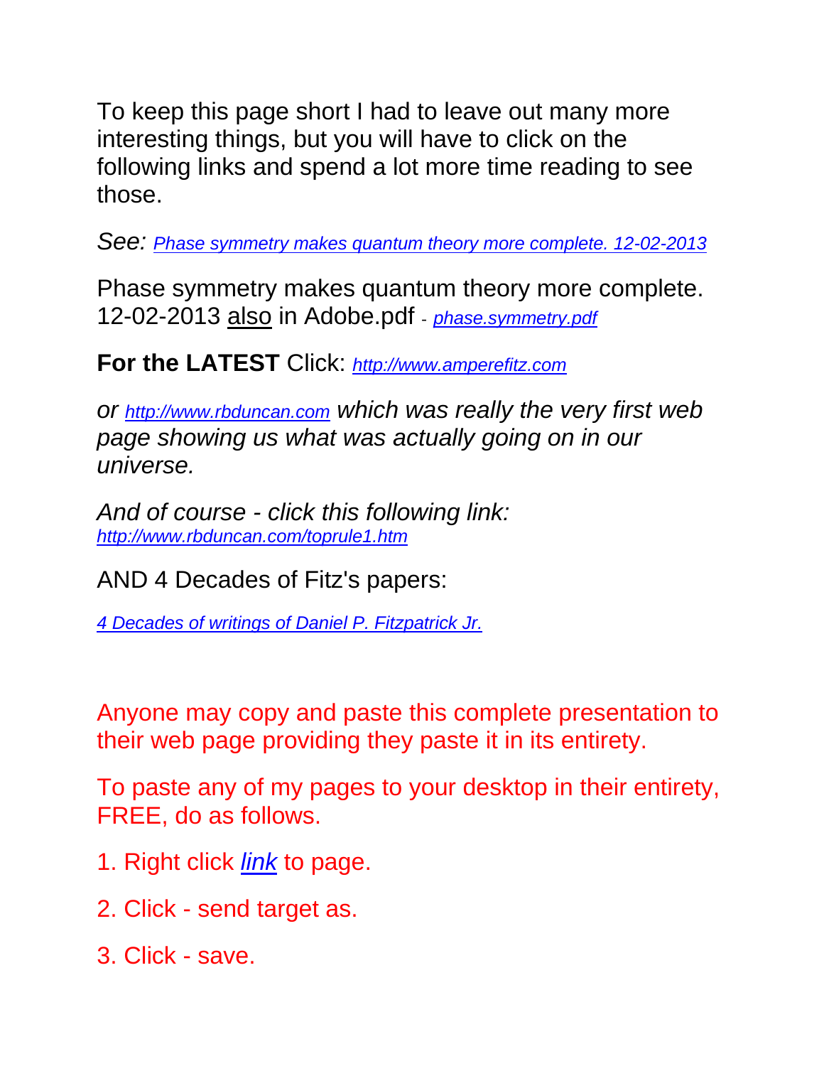To keep this page short I had to leave out many more interesting things, but you will have to click on the following links and spend a lot more time reading to see those.

*See: Phase symmetry makes quantum theory more complete. 12-02-2013*

Phase symmetry makes quantum theory more complete. 12-02-2013 also in Adobe.pdf - *phase.symmetry.pdf*

**For the LATEST** Click: *http://www.amperefitz.com*

*or http://www.rbduncan.com which was really the very first web page showing us what was actually going on in our universe.*

*And of course - click this following link: http://www.rbduncan.com/toprule1.htm*

AND 4 Decades of Fitz's papers:

*4 Decades of writings of Daniel P. Fitzpatrick Jr.*

Anyone may copy and paste this complete presentation to their web page providing they paste it in its entirety.

To paste any of my pages to your desktop in their entirety, FREE, do as follows.

1. Right click *link* to page.

2. Click - send target as.

3. Click - save.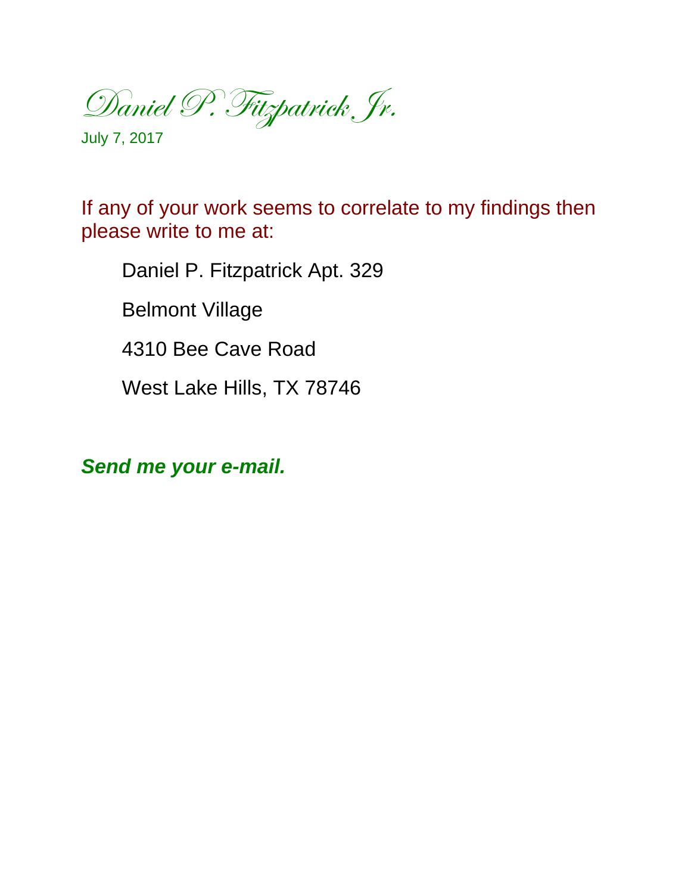*Daniel P. Fitzpatrick Jr.*

July 7, 2017

If any of your work seems to correlate to my findings then please write to me at:

Daniel P. Fitzpatrick Apt. 329

Belmont Village

4310 Bee Cave Road

West Lake Hills, TX 78746

***Send me your e-mail.***